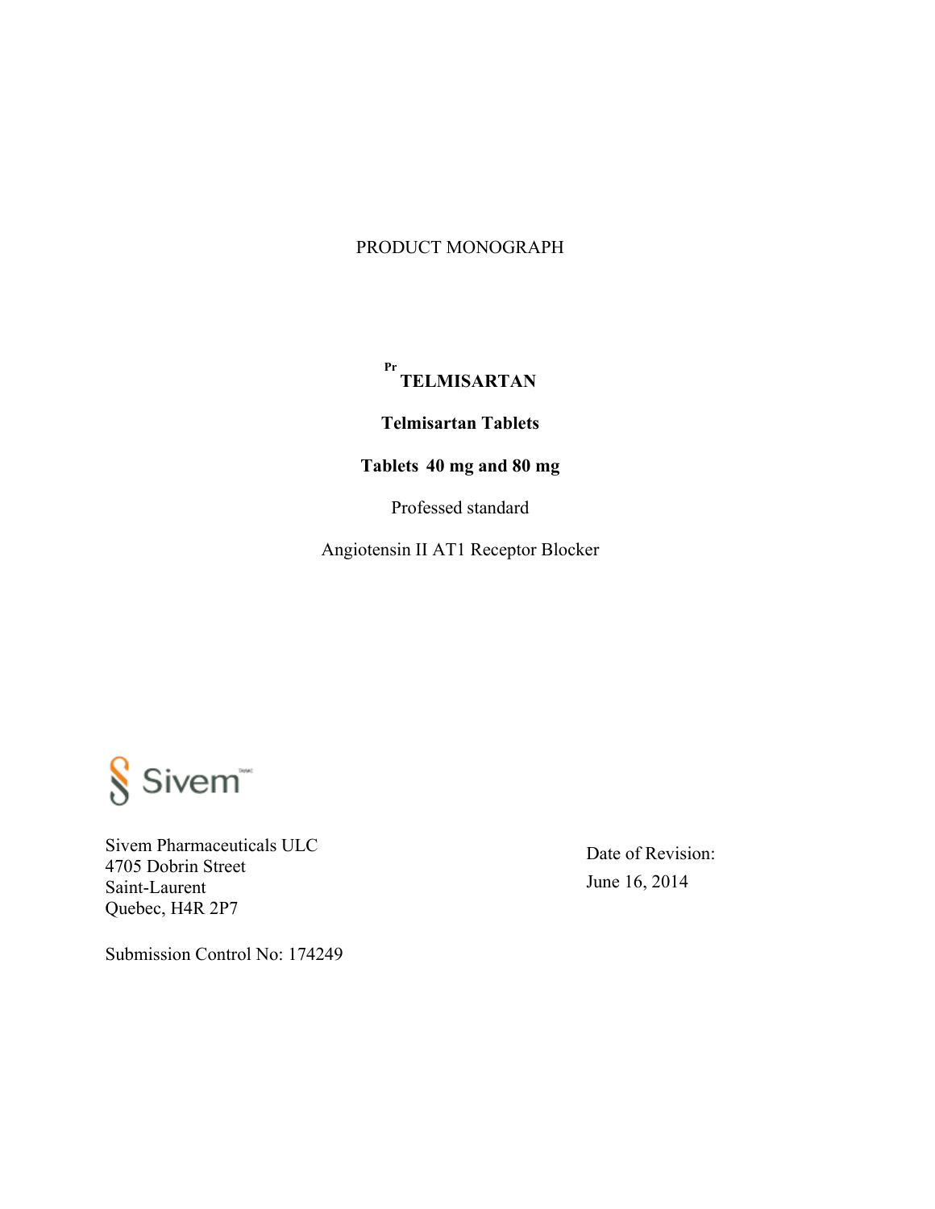PRODUCT MONOGRAPH

**[Pr] TELMISARTAN**

**Telmisartan Tablets**

**Tablets 40 mg and 80 mg**

Professed standard

Angiotensin II AT1 Receptor Blocker

Sivem

Sivem Pharmaceuticals ULC
4705 Dobrin Street
Saint-Laurent
Quebec, H4R 2P7

Date of Revision:
June 16, 2014

Submission Control No: 174249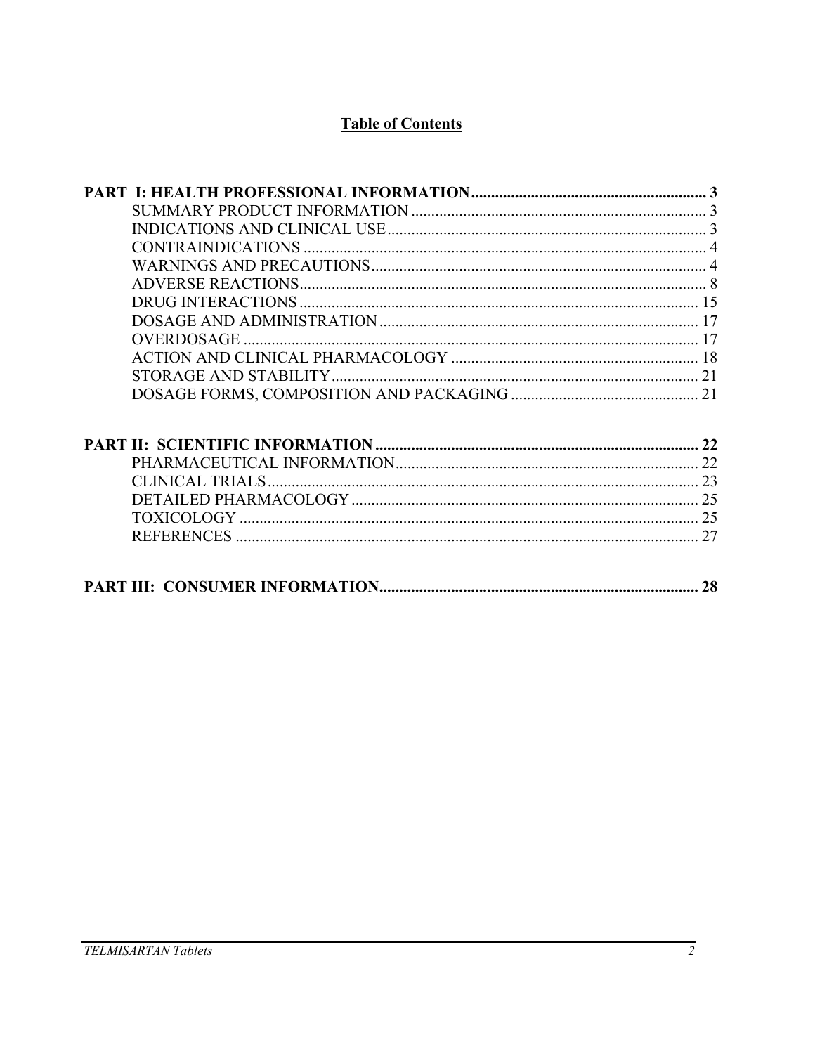# **Table of Contents**

**PART I: HEALTH PROFESSIONAL INFORMATION........................................................... 3**

- SUMMARY PRODUCT INFORMATION ......................................................................... 3
- INDICATIONS AND CLINICAL USE................................................................................ 3
- CONTRAINDICATIONS .................................................................................................... 4
- WARNINGS AND PRECAUTIONS................................................................................... 4
- ADVERSE REACTIONS..................................................................................................... 8
- DRUG INTERACTIONS .................................................................................................... 15
- DOSAGE AND ADMINISTRATION ................................................................................ 17
- OVERDOSAGE .................................................................................................................. 17
- ACTION AND CLINICAL PHARMACOLOGY .............................................................. 18
- STORAGE AND STABILITY............................................................................................ 21
- DOSAGE FORMS, COMPOSITION AND PACKAGING ............................................... 21

**PART II: SCIENTIFIC INFORMATION ................................................................................ 22**

- PHARMACEUTICAL INFORMATION............................................................................ 22
- CLINICAL TRIALS............................................................................................................ 23
- DETAILED PHARMACOLOGY ....................................................................................... 25
- TOXICOLOGY ................................................................................................................... 25
- REFERENCES .................................................................................................................... 27

**PART III: CONSUMER INFORMATION............................................................................... 28**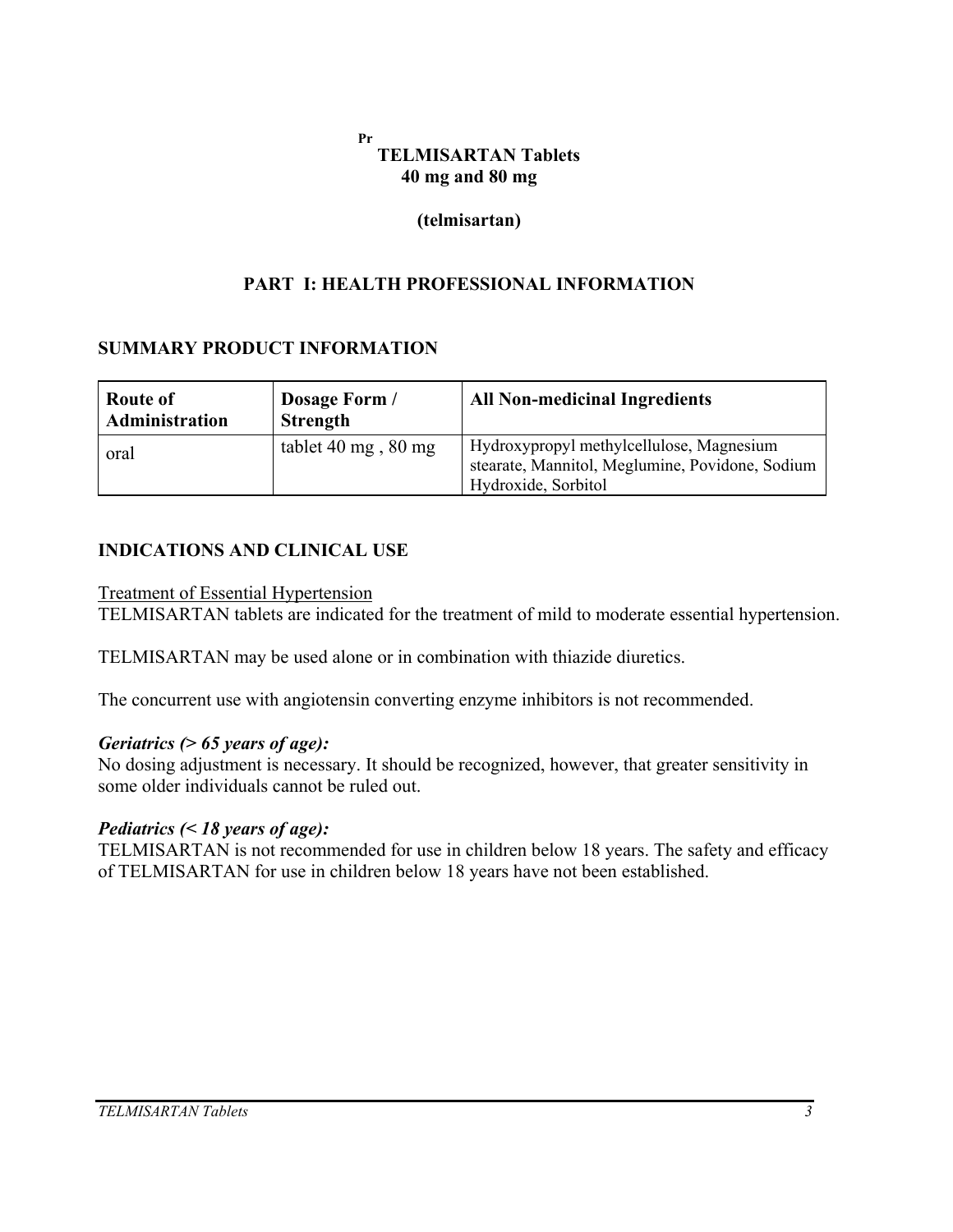[Pr]
# TELMISARTAN Tablets
## 40 mg and 80 mg

**(telmisartan)**

## PART I: HEALTH PROFESSIONAL INFORMATION

### SUMMARY PRODUCT INFORMATION

| Route of Administration | Dosage Form / Strength | All Non-medicinal Ingredients |
|---|---|---|
| oral | tablet 40 mg , 80 mg | Hydroxypropyl methylcellulose, Magnesium stearate, Mannitol, Meglumine, Povidone, Sodium Hydroxide, Sorbitol |

### INDICATIONS AND CLINICAL USE

Treatment of Essential Hypertension

TELMISARTAN tablets are indicated for the treatment of mild to moderate essential hypertension.

TELMISARTAN may be used alone or in combination with thiazide diuretics.

The concurrent use with angiotensin converting enzyme inhibitors is not recommended.

***Geriatrics (> 65 years of age):***

No dosing adjustment is necessary. It should be recognized, however, that greater sensitivity in some older individuals cannot be ruled out.

***Pediatrics (< 18 years of age):***

TELMISARTAN is not recommended for use in children below 18 years. The safety and efficacy of TELMISARTAN for use in children below 18 years have not been established.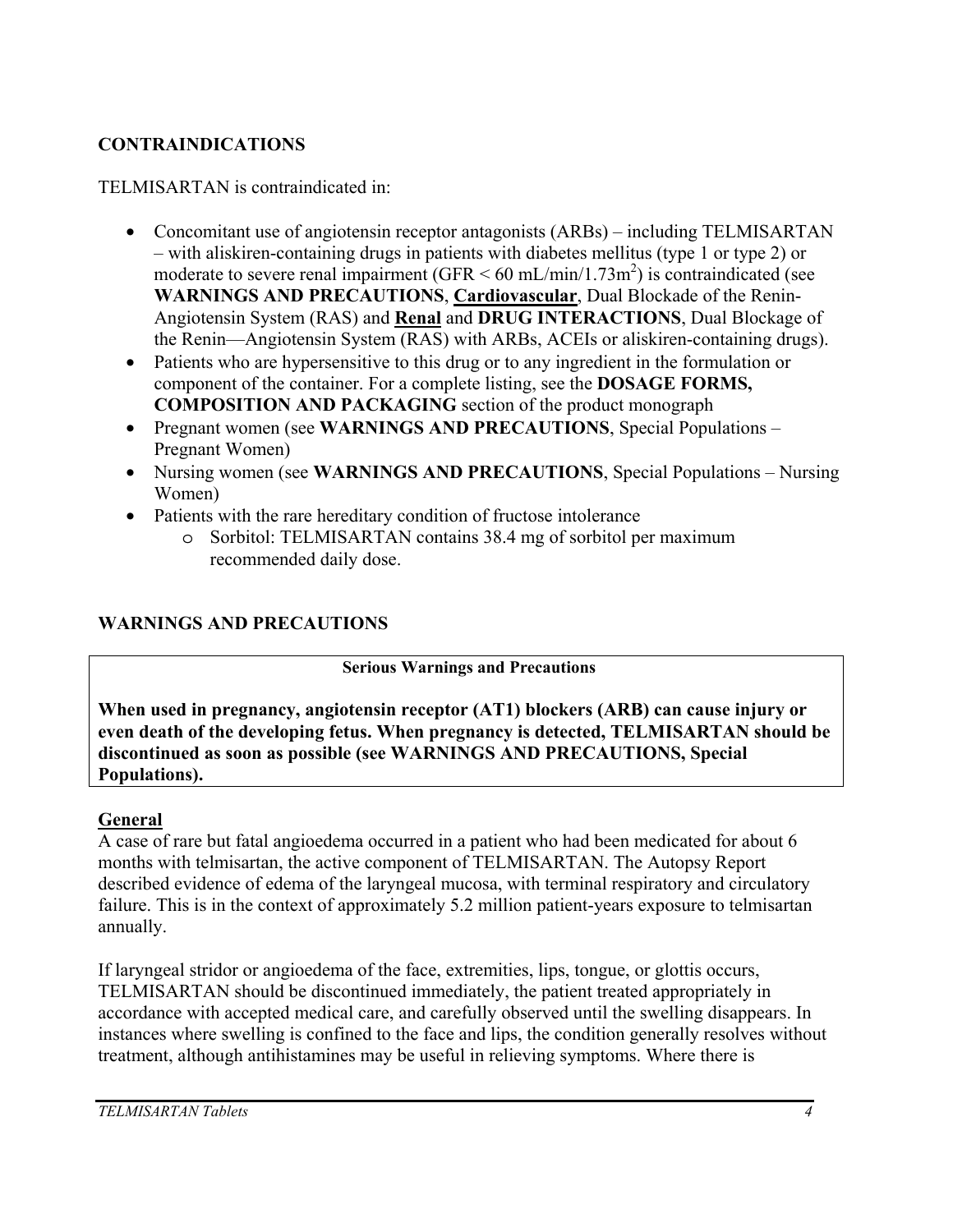## CONTRAINDICATIONS

TELMISARTAN is contraindicated in:

- Concomitant use of angiotensin receptor antagonists (ARBs) – including TELMISARTAN – with aliskiren-containing drugs in patients with diabetes mellitus (type 1 or type 2) or moderate to severe renal impairment (GFR < 60 mL/min/1.73m$^2$) is contraindicated (see **WARNINGS AND PRECAUTIONS**, **Cardiovascular**, Dual Blockade of the Renin-Angiotensin System (RAS) and **Renal** and **DRUG INTERACTIONS**, Dual Blockage of the Renin—Angiotensin System (RAS) with ARBs, ACEIs or aliskiren-containing drugs).
- Patients who are hypersensitive to this drug or to any ingredient in the formulation or component of the container. For a complete listing, see the **DOSAGE FORMS, COMPOSITION AND PACKAGING** section of the product monograph
- Pregnant women (see **WARNINGS AND PRECAUTIONS**, Special Populations – Pregnant Women)
- Nursing women (see **WARNINGS AND PRECAUTIONS**, Special Populations – Nursing Women)
- Patients with the rare hereditary condition of fructose intolerance
    - Sorbitol: TELMISARTAN contains 38.4 mg of sorbitol per maximum recommended daily dose.

## WARNINGS AND PRECAUTIONS

| Serious Warnings and Precautions |
|---|
| **When used in pregnancy, angiotensin receptor (AT1) blockers (ARB) can cause injury or even death of the developing fetus. When pregnancy is detected, TELMISARTAN should be discontinued as soon as possible (see WARNINGS AND PRECAUTIONS, Special Populations).** |

### General

A case of rare but fatal angioedema occurred in a patient who had been medicated for about 6 months with telmisartan, the active component of TELMISARTAN. The Autopsy Report described evidence of edema of the laryngeal mucosa, with terminal respiratory and circulatory failure. This is in the context of approximately 5.2 million patient-years exposure to telmisartan annually.

If laryngeal stridor or angioedema of the face, extremities, lips, tongue, or glottis occurs, TELMISARTAN should be discontinued immediately, the patient treated appropriately in accordance with accepted medical care, and carefully observed until the swelling disappears. In instances where swelling is confined to the face and lips, the condition generally resolves without treatment, although antihistamines may be useful in relieving symptoms. Where there is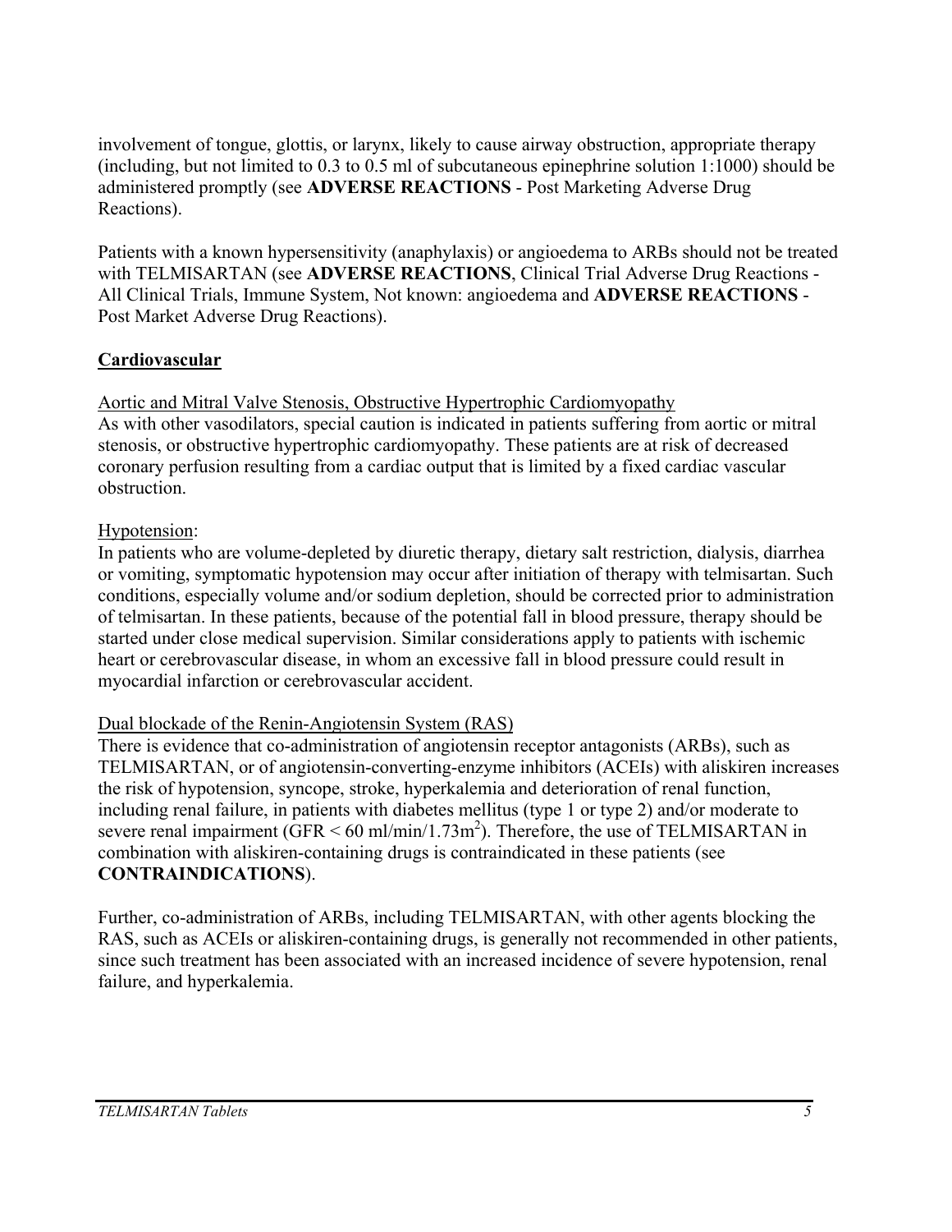involvement of tongue, glottis, or larynx, likely to cause airway obstruction, appropriate therapy (including, but not limited to 0.3 to 0.5 ml of subcutaneous epinephrine solution 1:1000) should be administered promptly (see **ADVERSE REACTIONS** - Post Marketing Adverse Drug Reactions).

Patients with a known hypersensitivity (anaphylaxis) or angioedema to ARBs should not be treated with TELMISARTAN (see **ADVERSE REACTIONS**, Clinical Trial Adverse Drug Reactions - All Clinical Trials, Immune System, Not known: angioedema and **ADVERSE REACTIONS** - Post Market Adverse Drug Reactions).

**Cardiovascular**

Aortic and Mitral Valve Stenosis, Obstructive Hypertrophic Cardiomyopathy

As with other vasodilators, special caution is indicated in patients suffering from aortic or mitral stenosis, or obstructive hypertrophic cardiomyopathy. These patients are at risk of decreased coronary perfusion resulting from a cardiac output that is limited by a fixed cardiac vascular obstruction.

Hypotension:

In patients who are volume-depleted by diuretic therapy, dietary salt restriction, dialysis, diarrhea or vomiting, symptomatic hypotension may occur after initiation of therapy with telmisartan. Such conditions, especially volume and/or sodium depletion, should be corrected prior to administration of telmisartan. In these patients, because of the potential fall in blood pressure, therapy should be started under close medical supervision. Similar considerations apply to patients with ischemic heart or cerebrovascular disease, in whom an excessive fall in blood pressure could result in myocardial infarction or cerebrovascular accident.

Dual blockade of the Renin-Angiotensin System (RAS)

There is evidence that co-administration of angiotensin receptor antagonists (ARBs), such as TELMISARTAN, or of angiotensin-converting-enzyme inhibitors (ACEIs) with aliskiren increases the risk of hypotension, syncope, stroke, hyperkalemia and deterioration of renal function, including renal failure, in patients with diabetes mellitus (type 1 or type 2) and/or moderate to severe renal impairment (GFR < 60 ml/min/1.73m$^2$). Therefore, the use of TELMISARTAN in combination with aliskiren-containing drugs is contraindicated in these patients (see **CONTRAINDICATIONS**).

Further, co-administration of ARBs, including TELMISARTAN, with other agents blocking the RAS, such as ACEIs or aliskiren-containing drugs, is generally not recommended in other patients, since such treatment has been associated with an increased incidence of severe hypotension, renal failure, and hyperkalemia.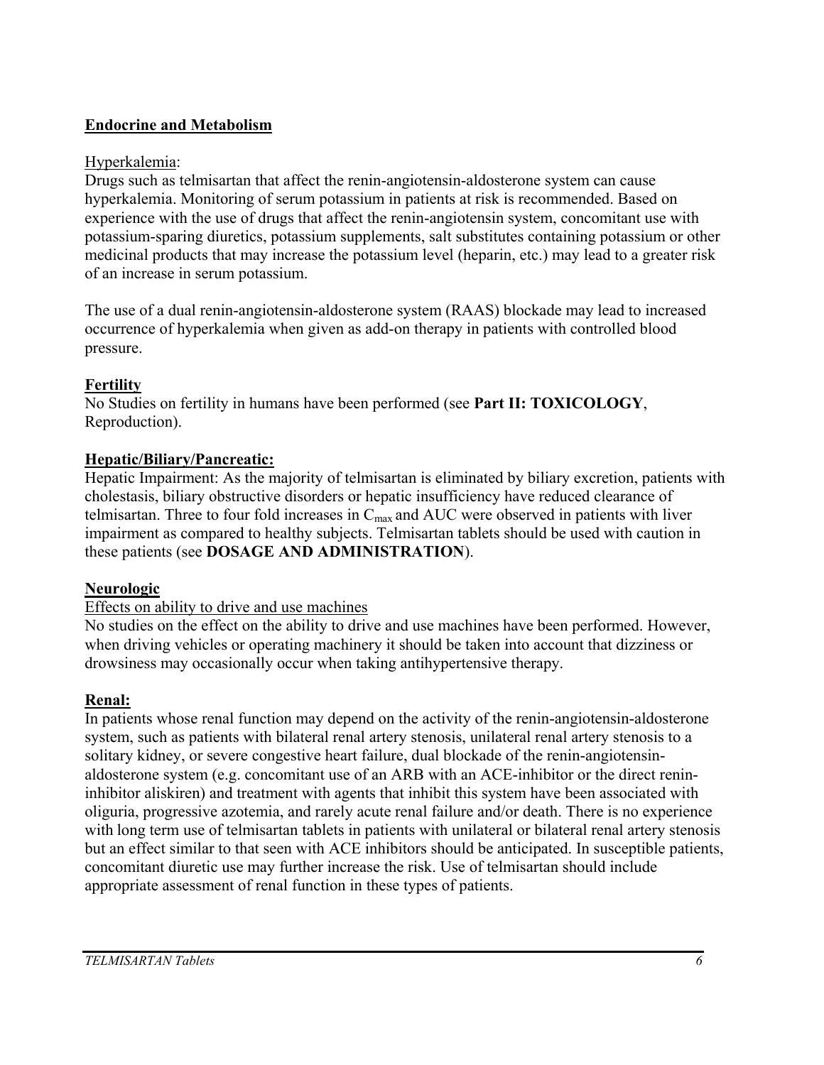**Endocrine and Metabolism**

Hyperkalemia:
Drugs such as telmisartan that affect the renin-angiotensin-aldosterone system can cause hyperkalemia. Monitoring of serum potassium in patients at risk is recommended. Based on experience with the use of drugs that affect the renin-angiotensin system, concomitant use with potassium-sparing diuretics, potassium supplements, salt substitutes containing potassium or other medicinal products that may increase the potassium level (heparin, etc.) may lead to a greater risk of an increase in serum potassium.

The use of a dual renin-angiotensin-aldosterone system (RAAS) blockade may lead to increased occurrence of hyperkalemia when given as add-on therapy in patients with controlled blood pressure.

**Fertility**
No Studies on fertility in humans have been performed (see **Part II: TOXICOLOGY**, Reproduction).

**Hepatic/Biliary/Pancreatic:**
Hepatic Impairment: As the majority of telmisartan is eliminated by biliary excretion, patients with cholestasis, biliary obstructive disorders or hepatic insufficiency have reduced clearance of telmisartan. Three to four fold increases in $C_{max}$ and AUC were observed in patients with liver impairment as compared to healthy subjects. Telmisartan tablets should be used with caution in these patients (see **DOSAGE AND ADMINISTRATION**).

**Neurologic**
Effects on ability to drive and use machines
No studies on the effect on the ability to drive and use machines have been performed. However, when driving vehicles or operating machinery it should be taken into account that dizziness or drowsiness may occasionally occur when taking antihypertensive therapy.

**Renal:**
In patients whose renal function may depend on the activity of the renin-angiotensin-aldosterone system, such as patients with bilateral renal artery stenosis, unilateral renal artery stenosis to a solitary kidney, or severe congestive heart failure, dual blockade of the renin-angiotensin-aldosterone system (e.g. concomitant use of an ARB with an ACE-inhibitor or the direct renin-inhibitor aliskiren) and treatment with agents that inhibit this system have been associated with oliguria, progressive azotemia, and rarely acute renal failure and/or death. There is no experience with long term use of telmisartan tablets in patients with unilateral or bilateral renal artery stenosis but an effect similar to that seen with ACE inhibitors should be anticipated. In susceptible patients, concomitant diuretic use may further increase the risk. Use of telmisartan should include appropriate assessment of renal function in these types of patients.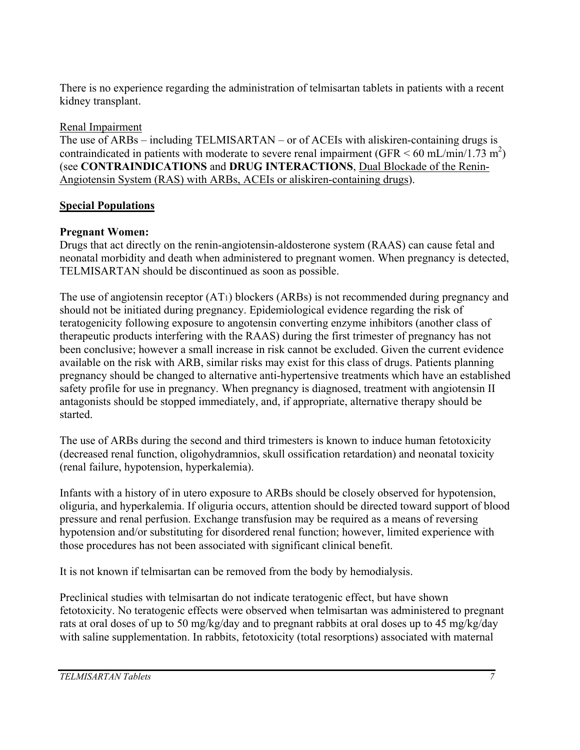There is no experience regarding the administration of telmisartan tablets in patients with a recent kidney transplant.

Renal Impairment

The use of ARBs – including TELMISARTAN – or of ACEIs with aliskiren-containing drugs is contraindicated in patients with moderate to severe renal impairment (GFR < 60 mL/min/1.73 $m^2$) (see **CONTRAINDICATIONS** and **DRUG INTERACTIONS**, Dual Blockade of the Renin-Angiotensin System (RAS) with ARBs, ACEIs or aliskiren-containing drugs).

**Special Populations**

**Pregnant Women:**

Drugs that act directly on the renin-angiotensin-aldosterone system (RAAS) can cause fetal and neonatal morbidity and death when administered to pregnant women. When pregnancy is detected, TELMISARTAN should be discontinued as soon as possible.

The use of angiotensin receptor ($AT_1$) blockers (ARBs) is not recommended during pregnancy and should not be initiated during pregnancy. Epidemiological evidence regarding the risk of teratogenicity following exposure to angotensin converting enzyme inhibitors (another class of therapeutic products interfering with the RAAS) during the first trimester of pregnancy has not been conclusive; however a small increase in risk cannot be excluded. Given the current evidence available on the risk with ARB, similar risks may exist for this class of drugs. Patients planning pregnancy should be changed to alternative anti-hypertensive treatments which have an established safety profile for use in pregnancy. When pregnancy is diagnosed, treatment with angiotensin II antagonists should be stopped immediately, and, if appropriate, alternative therapy should be started.

The use of ARBs during the second and third trimesters is known to induce human fetotoxicity (decreased renal function, oligohydramnios, skull ossification retardation) and neonatal toxicity (renal failure, hypotension, hyperkalemia).

Infants with a history of in utero exposure to ARBs should be closely observed for hypotension, oliguria, and hyperkalemia. If oliguria occurs, attention should be directed toward support of blood pressure and renal perfusion. Exchange transfusion may be required as a means of reversing hypotension and/or substituting for disordered renal function; however, limited experience with those procedures has not been associated with significant clinical benefit.

It is not known if telmisartan can be removed from the body by hemodialysis.

Preclinical studies with telmisartan do not indicate teratogenic effect, but have shown fetotoxicity. No teratogenic effects were observed when telmisartan was administered to pregnant rats at oral doses of up to 50 mg/kg/day and to pregnant rabbits at oral doses up to 45 mg/kg/day with saline supplementation. In rabbits, fetotoxicity (total resorptions) associated with maternal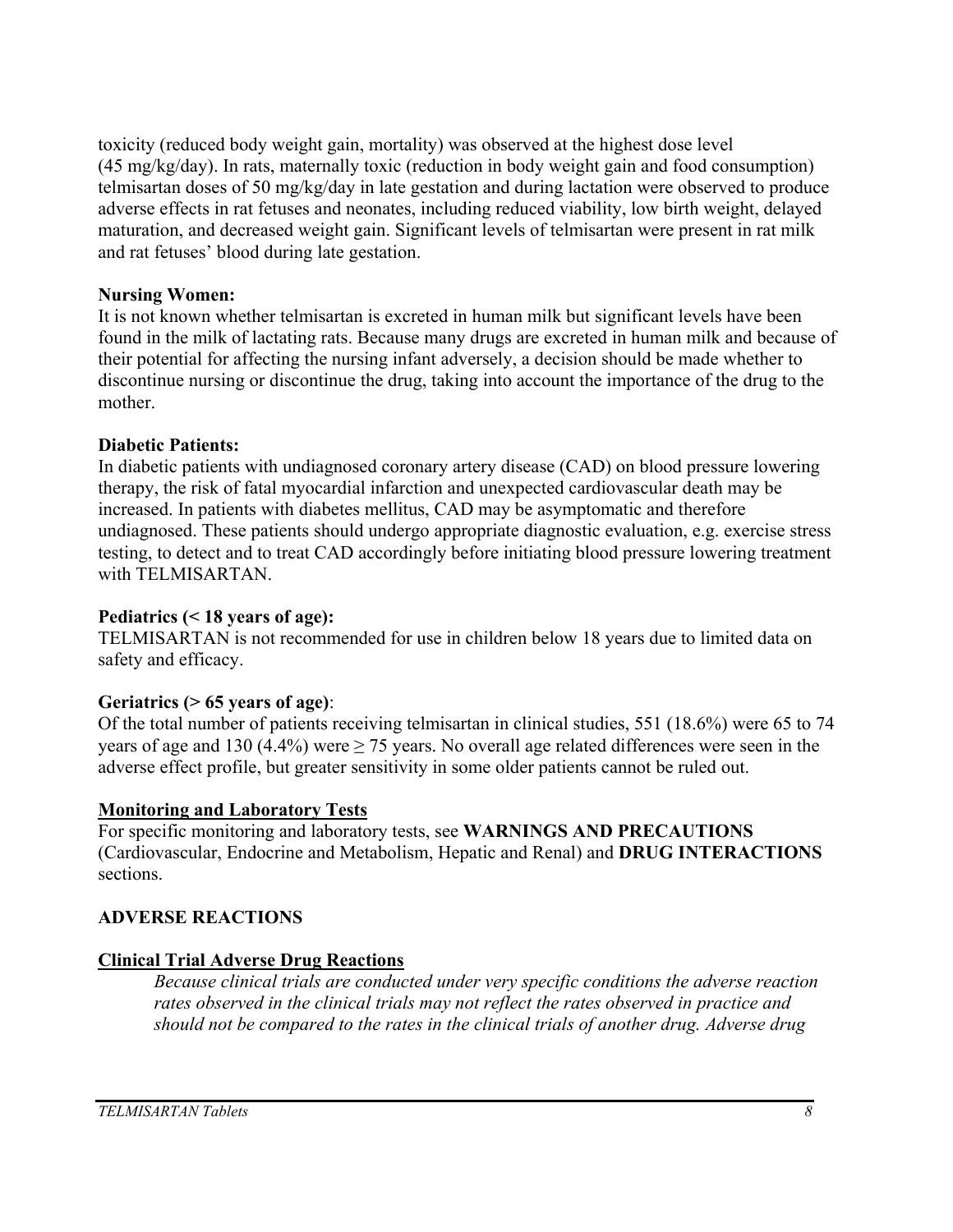toxicity (reduced body weight gain, mortality) was observed at the highest dose level (45 mg/kg/day). In rats, maternally toxic (reduction in body weight gain and food consumption) telmisartan doses of 50 mg/kg/day in late gestation and during lactation were observed to produce adverse effects in rat fetuses and neonates, including reduced viability, low birth weight, delayed maturation, and decreased weight gain. Significant levels of telmisartan were present in rat milk and rat fetuses' blood during late gestation.

**Nursing Women:**
It is not known whether telmisartan is excreted in human milk but significant levels have been found in the milk of lactating rats. Because many drugs are excreted in human milk and because of their potential for affecting the nursing infant adversely, a decision should be made whether to discontinue nursing or discontinue the drug, taking into account the importance of the drug to the mother.

**Diabetic Patients:**
In diabetic patients with undiagnosed coronary artery disease (CAD) on blood pressure lowering therapy, the risk of fatal myocardial infarction and unexpected cardiovascular death may be increased. In patients with diabetes mellitus, CAD may be asymptomatic and therefore undiagnosed. These patients should undergo appropriate diagnostic evaluation, e.g. exercise stress testing, to detect and to treat CAD accordingly before initiating blood pressure lowering treatment with TELMISARTAN.

**Pediatrics (< 18 years of age):**
TELMISARTAN is not recommended for use in children below 18 years due to limited data on safety and efficacy.

**Geriatrics (> 65 years of age)**:
Of the total number of patients receiving telmisartan in clinical studies, 551 (18.6%) were 65 to 74 years of age and 130 (4.4%) were ≥ 75 years. No overall age related differences were seen in the adverse effect profile, but greater sensitivity in some older patients cannot be ruled out.

**Monitoring and Laboratory Tests**

For specific monitoring and laboratory tests, see **WARNINGS AND PRECAUTIONS** (Cardiovascular, Endocrine and Metabolism, Hepatic and Renal) and **DRUG INTERACTIONS** sections.

## ADVERSE REACTIONS

**Clinical Trial Adverse Drug Reactions**

*Because clinical trials are conducted under very specific conditions the adverse reaction rates observed in the clinical trials may not reflect the rates observed in practice and should not be compared to the rates in the clinical trials of another drug. Adverse drug*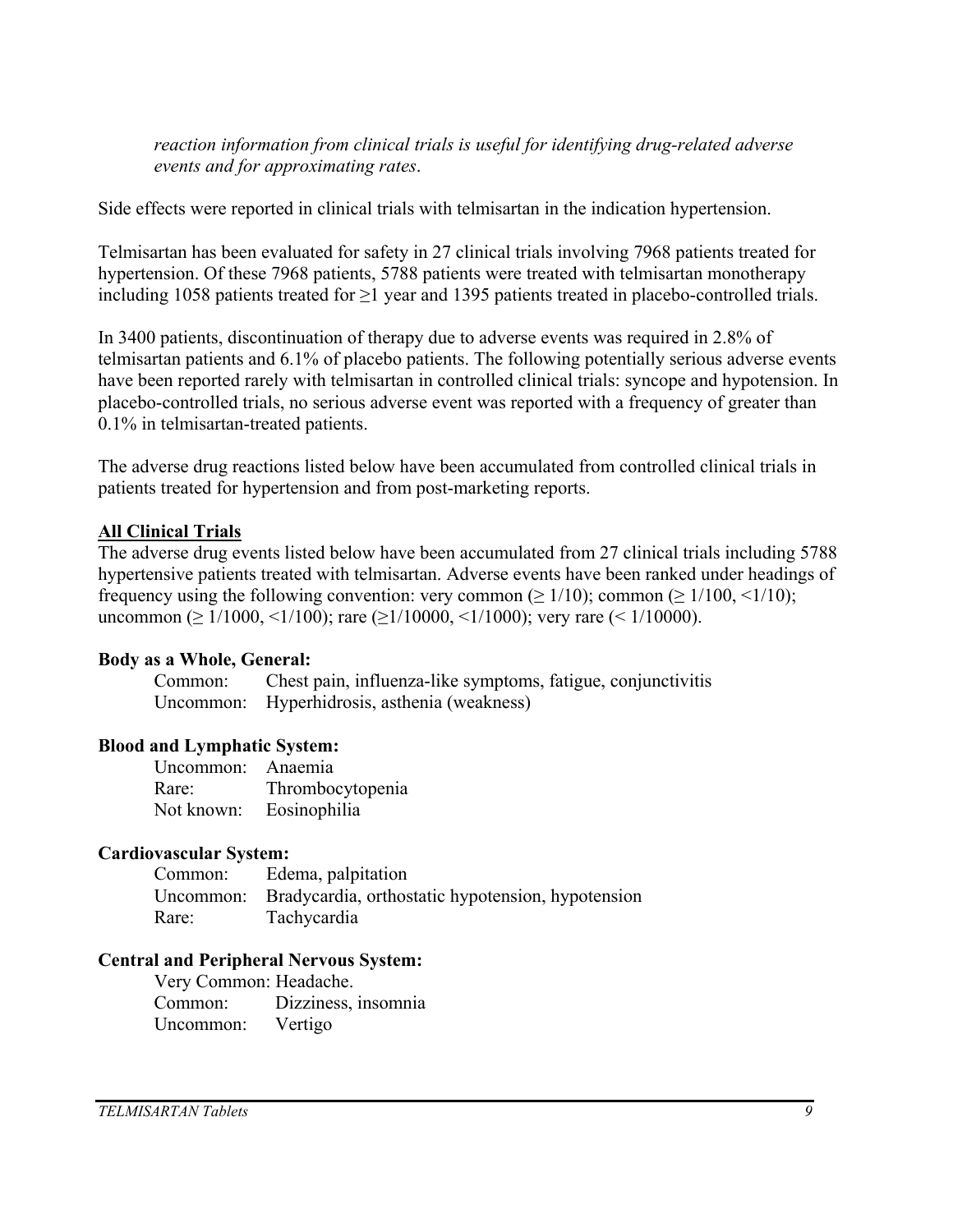*reaction information from clinical trials is useful for identifying drug-related adverse events and for approximating rates*.

Side effects were reported in clinical trials with telmisartan in the indication hypertension.

Telmisartan has been evaluated for safety in 27 clinical trials involving 7968 patients treated for hypertension. Of these 7968 patients, 5788 patients were treated with telmisartan monotherapy including 1058 patients treated for ≥1 year and 1395 patients treated in placebo-controlled trials.

In 3400 patients, discontinuation of therapy due to adverse events was required in 2.8% of telmisartan patients and 6.1% of placebo patients. The following potentially serious adverse events have been reported rarely with telmisartan in controlled clinical trials: syncope and hypotension. In placebo-controlled trials, no serious adverse event was reported with a frequency of greater than 0.1% in telmisartan-treated patients.

The adverse drug reactions listed below have been accumulated from controlled clinical trials in patients treated for hypertension and from post-marketing reports.

**<u>All Clinical Trials</u>**

The adverse drug events listed below have been accumulated from 27 clinical trials including 5788 hypertensive patients treated with telmisartan. Adverse events have been ranked under headings of frequency using the following convention: very common (≥ 1/10); common (≥ 1/100, <1/10); uncommon (≥ 1/1000, <1/100); rare (≥1/10000, <1/1000); very rare (< 1/10000).

**Body as a Whole, General:**

Common: Chest pain, influenza-like symptoms, fatigue, conjunctivitis
Uncommon: Hyperhidrosis, asthenia (weakness)

**Blood and Lymphatic System:**

Uncommon: Anaemia
Rare: Thrombocytopenia
Not known: Eosinophilia

**Cardiovascular System:**

Common: Edema, palpitation
Uncommon: Bradycardia, orthostatic hypotension, hypotension
Rare: Tachycardia

**Central and Peripheral Nervous System:**

Very Common: Headache.
Common: Dizziness, insomnia
Uncommon: Vertigo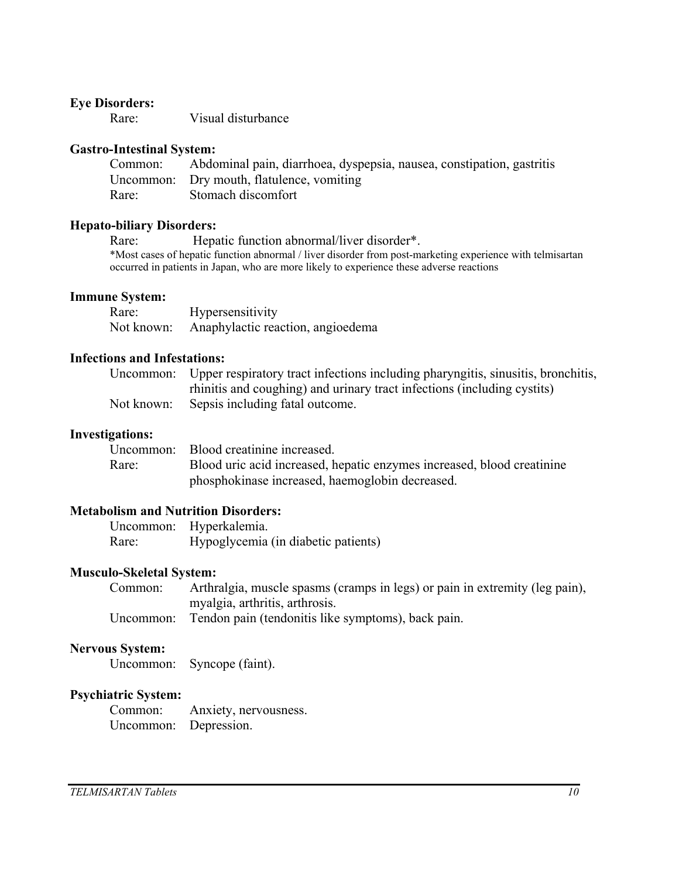**Eye Disorders:**

| | |
|---|---|
| Rare: | Visual disturbance |

**Gastro-Intestinal System:**

| | |
|---|---|
| Common: | Abdominal pain, diarrhoea, dyspepsia, nausea, constipation, gastritis |
| Uncommon: | Dry mouth, flatulence, vomiting |
| Rare: | Stomach discomfort |

**Hepato-biliary Disorders:**

| | |
|---|---|
| Rare: | Hepatic function abnormal/liver disorder*. |

*Most cases of hepatic function abnormal / liver disorder from post-marketing experience with telmisartan occurred in patients in Japan, who are more likely to experience these adverse reactions

**Immune System:**

| | |
|---|---|
| Rare: | Hypersensitivity |
| Not known: | Anaphylactic reaction, angioedema |

**Infections and Infestations:**

| | |
|---|---|
| Uncommon: | Upper respiratory tract infections including pharyngitis, sinusitis, bronchitis, rhinitis and coughing) and urinary tract infections (including cystits) |
| Not known: | Sepsis including fatal outcome. |

**Investigations:**

| | |
|---|---|
| Uncommon: | Blood creatinine increased. |
| Rare: | Blood uric acid increased, hepatic enzymes increased, blood creatinine phosphokinase increased, haemoglobin decreased. |

**Metabolism and Nutrition Disorders:**

| | |
|---|---|
| Uncommon: | Hyperkalemia. |
| Rare: | Hypoglycemia (in diabetic patients) |

**Musculo-Skeletal System:**

| | |
|---|---|
| Common: | Arthralgia, muscle spasms (cramps in legs) or pain in extremity (leg pain), myalgia, arthritis, arthrosis. |
| Uncommon: | Tendon pain (tendonitis like symptoms), back pain. |

**Nervous System:**

| | |
|---|---|
| Uncommon: | Syncope (faint). |

**Psychiatric System:**

| | |
|---|---|
| Common: | Anxiety, nervousness. |
| Uncommon: | Depression. |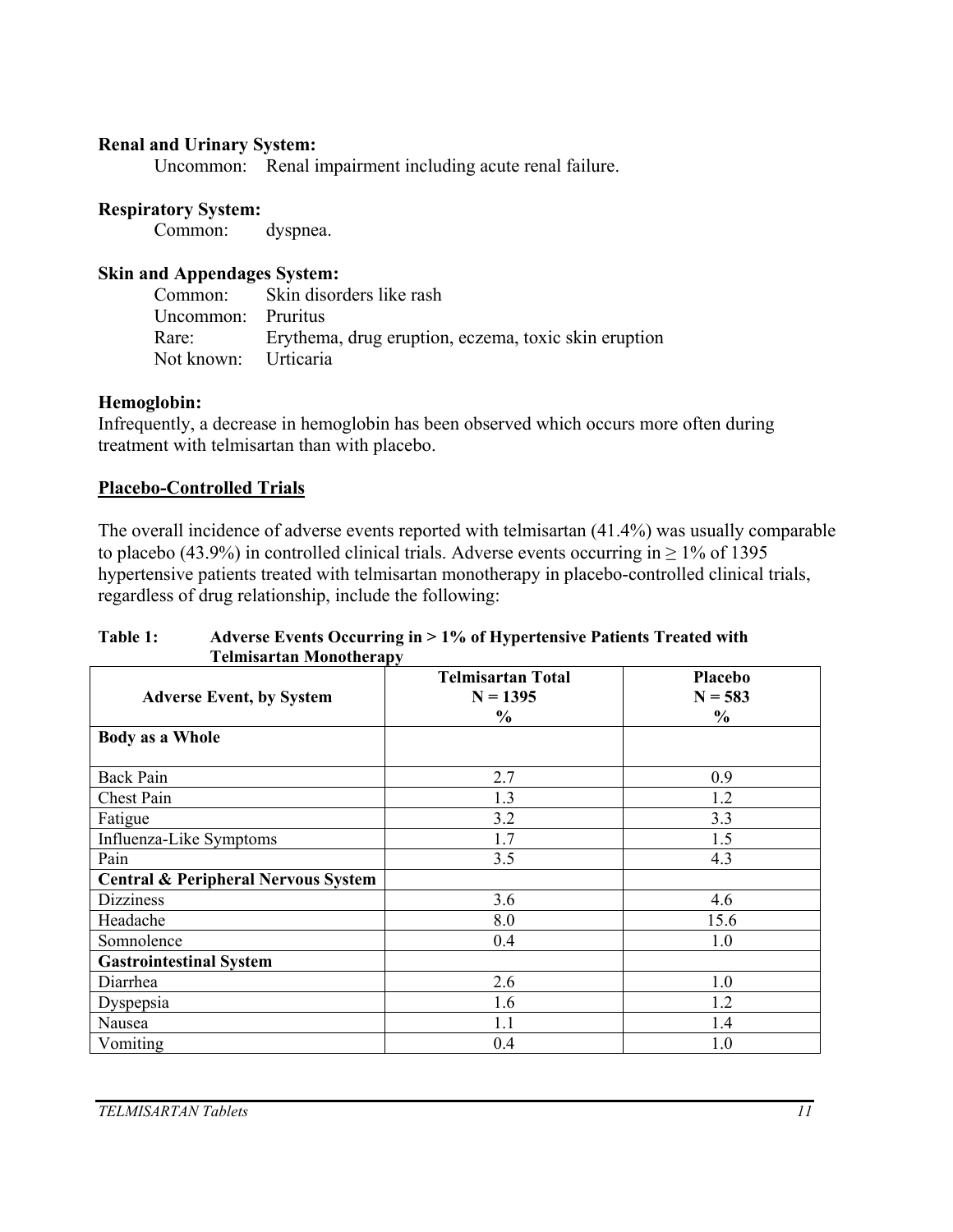**Renal and Urinary System:**

Uncommon: Renal impairment including acute renal failure.

**Respiratory System:**

Common: dyspnea.

**Skin and Appendages System:**

Common: Skin disorders like rash
Uncommon: Pruritus
Rare: Erythema, drug eruption, eczema, toxic skin eruption
Not known: Urticaria

**Hemoglobin:**

Infrequently, a decrease in hemoglobin has been observed which occurs more often during treatment with telmisartan than with placebo.

**Placebo-Controlled Trials**

The overall incidence of adverse events reported with telmisartan (41.4%) was usually comparable to placebo (43.9%) in controlled clinical trials. Adverse events occurring in ≥ 1% of 1395 hypertensive patients treated with telmisartan monotherapy in placebo-controlled clinical trials, regardless of drug relationship, include the following:

**Table 1: Adverse Events Occurring in > 1% of Hypertensive Patients Treated with Telmisartan Monotherapy**

| Adverse Event, by System | Telmisartan Total N = 1395 % | Placebo N = 583 % |
|---|---|---|
| **Body as a Whole** | | |
| Back Pain | 2.7 | 0.9 |
| Chest Pain | 1.3 | 1.2 |
| Fatigue | 3.2 | 3.3 |
| Influenza-Like Symptoms | 1.7 | 1.5 |
| Pain | 3.5 | 4.3 |
| **Central & Peripheral Nervous System** | | |
| Dizziness | 3.6 | 4.6 |
| Headache | 8.0 | 15.6 |
| Somnolence | 0.4 | 1.0 |
| **Gastrointestinal System** | | |
| Diarrhea | 2.6 | 1.0 |
| Dyspepsia | 1.6 | 1.2 |
| Nausea | 1.1 | 1.4 |
| Vomiting | 0.4 | 1.0 |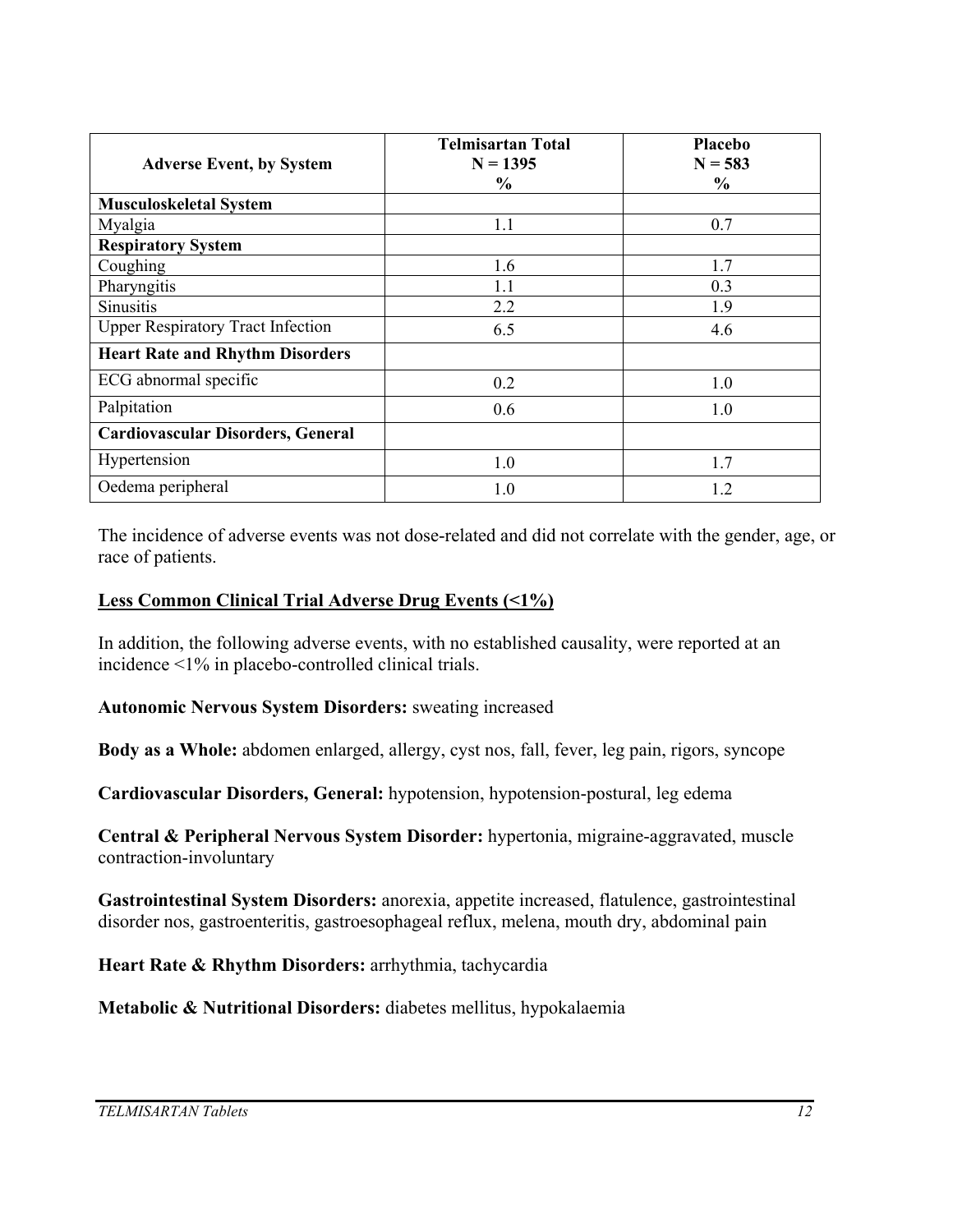| Adverse Event, by System | Telmisartan Total<br>N = 1395<br>% | Placebo<br>N = 583<br>% |
|---|---|---|
| **Musculoskeletal System** | | |
| Myalgia | 1.1 | 0.7 |
| **Respiratory System** | | |
| Coughing | 1.6 | 1.7 |
| Pharyngitis | 1.1 | 0.3 |
| Sinusitis | 2.2 | 1.9 |
| Upper Respiratory Tract Infection | 6.5 | 4.6 |
| **Heart Rate and Rhythm Disorders** | | |
| ECG abnormal specific | 0.2 | 1.0 |
| Palpitation | 0.6 | 1.0 |
| **Cardiovascular Disorders, General** | | |
| Hypertension | 1.0 | 1.7 |
| Oedema peripheral | 1.0 | 1.2 |

The incidence of adverse events was not dose-related and did not correlate with the gender, age, or race of patients.

**Less Common Clinical Trial Adverse Drug Events (<1%)**

In addition, the following adverse events, with no established causality, were reported at an incidence <1% in placebo-controlled clinical trials.

**Autonomic Nervous System Disorders:** sweating increased

**Body as a Whole:** abdomen enlarged, allergy, cyst nos, fall, fever, leg pain, rigors, syncope

**Cardiovascular Disorders, General:** hypotension, hypotension-postural, leg edema

**Central & Peripheral Nervous System Disorder:** hypertonia, migraine-aggravated, muscle contraction-involuntary

**Gastrointestinal System Disorders:** anorexia, appetite increased, flatulence, gastrointestinal disorder nos, gastroenteritis, gastroesophageal reflux, melena, mouth dry, abdominal pain

**Heart Rate & Rhythm Disorders:** arrhythmia, tachycardia

**Metabolic & Nutritional Disorders:** diabetes mellitus, hypokalaemia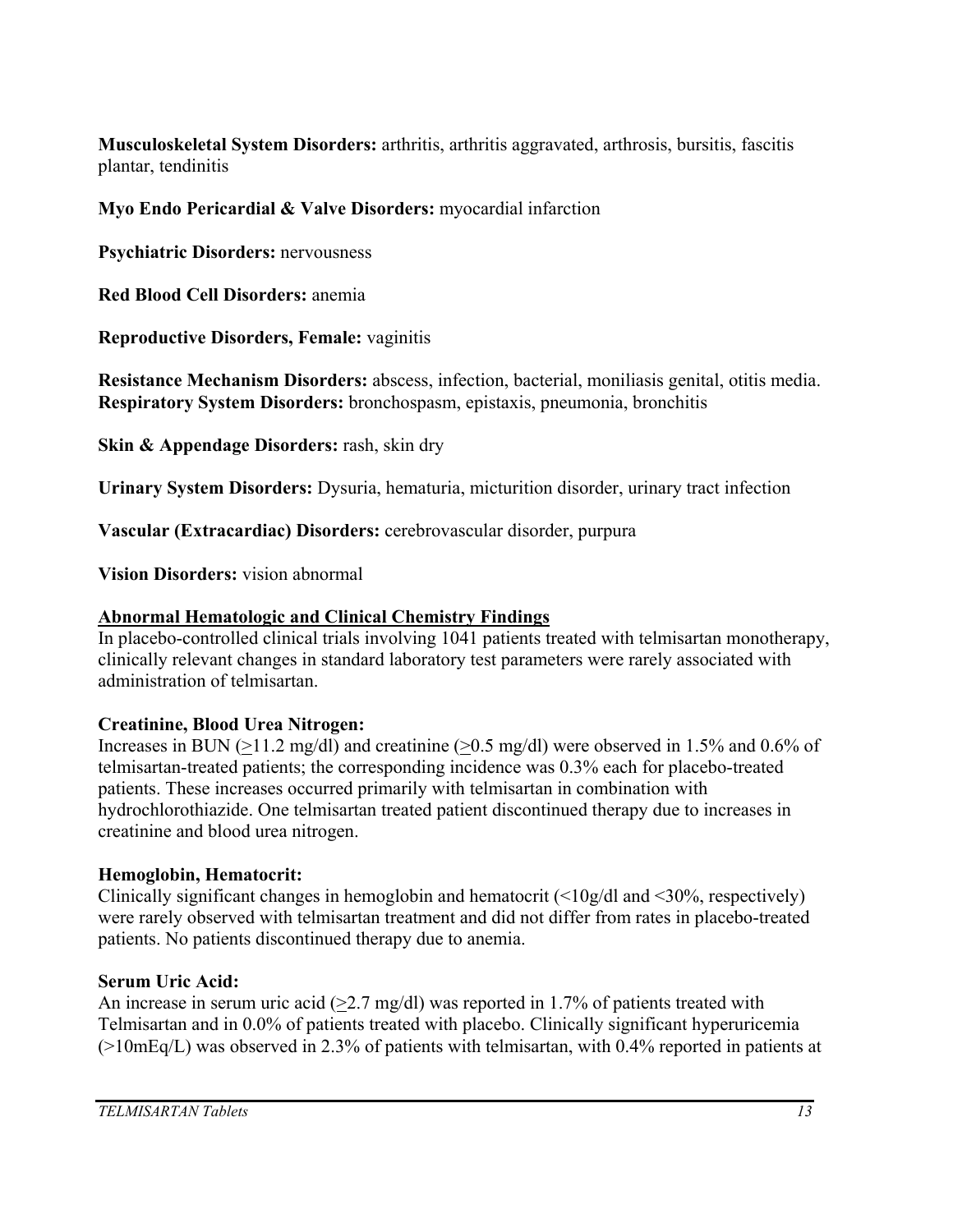**Musculoskeletal System Disorders:** arthritis, arthritis aggravated, arthrosis, bursitis, fascitis plantar, tendinitis

**Myo Endo Pericardial & Valve Disorders:** myocardial infarction

**Psychiatric Disorders:** nervousness

**Red Blood Cell Disorders:** anemia

**Reproductive Disorders, Female:** vaginitis

**Resistance Mechanism Disorders:** abscess, infection, bacterial, moniliasis genital, otitis media.
**Respiratory System Disorders:** bronchospasm, epistaxis, pneumonia, bronchitis

**Skin & Appendage Disorders:** rash, skin dry

**Urinary System Disorders:** Dysuria, hematuria, micturition disorder, urinary tract infection

**Vascular (Extracardiac) Disorders:** cerebrovascular disorder, purpura

**Vision Disorders:** vision abnormal

## Abnormal Hematologic and Clinical Chemistry Findings

In placebo-controlled clinical trials involving 1041 patients treated with telmisartan monotherapy, clinically relevant changes in standard laboratory test parameters were rarely associated with administration of telmisartan.

### Creatinine, Blood Urea Nitrogen:

Increases in BUN ($\geq$11.2 mg/dl) and creatinine ($\geq$0.5 mg/dl) were observed in 1.5% and 0.6% of telmisartan-treated patients; the corresponding incidence was 0.3% each for placebo-treated patients. These increases occurred primarily with telmisartan in combination with hydrochlorothiazide. One telmisartan treated patient discontinued therapy due to increases in creatinine and blood urea nitrogen.

### Hemoglobin, Hematocrit:

Clinically significant changes in hemoglobin and hematocrit (<10g/dl and <30%, respectively) were rarely observed with telmisartan treatment and did not differ from rates in placebo-treated patients. No patients discontinued therapy due to anemia.

### Serum Uric Acid:

An increase in serum uric acid ($\geq$2.7 mg/dl) was reported in 1.7% of patients treated with Telmisartan and in 0.0% of patients treated with placebo. Clinically significant hyperuricemia (>10mEq/L) was observed in 2.3% of patients with telmisartan, with 0.4% reported in patients at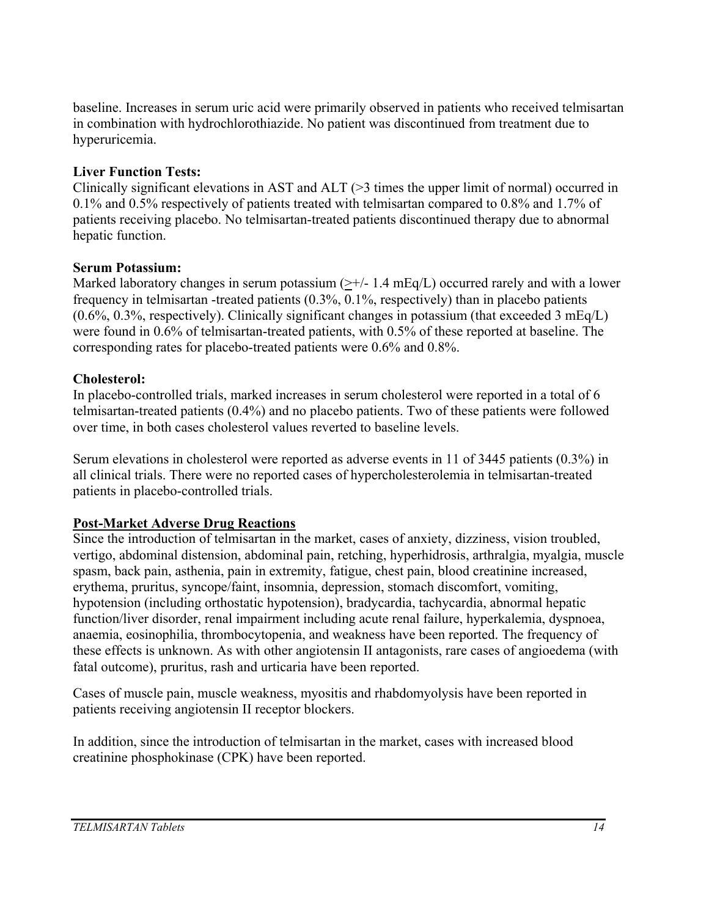baseline. Increases in serum uric acid were primarily observed in patients who received telmisartan in combination with hydrochlorothiazide. No patient was discontinued from treatment due to hyperuricemia.

**Liver Function Tests:**
Clinically significant elevations in AST and ALT (>3 times the upper limit of normal) occurred in 0.1% and 0.5% respectively of patients treated with telmisartan compared to 0.8% and 1.7% of patients receiving placebo. No telmisartan-treated patients discontinued therapy due to abnormal hepatic function.

**Serum Potassium:**
Marked laboratory changes in serum potassium (≥+/- 1.4 mEq/L) occurred rarely and with a lower frequency in telmisartan -treated patients (0.3%, 0.1%, respectively) than in placebo patients (0.6%, 0.3%, respectively). Clinically significant changes in potassium (that exceeded 3 mEq/L) were found in 0.6% of telmisartan-treated patients, with 0.5% of these reported at baseline. The corresponding rates for placebo-treated patients were 0.6% and 0.8%.

**Cholesterol:**
In placebo-controlled trials, marked increases in serum cholesterol were reported in a total of 6 telmisartan-treated patients (0.4%) and no placebo patients. Two of these patients were followed over time, in both cases cholesterol values reverted to baseline levels.

Serum elevations in cholesterol were reported as adverse events in 11 of 3445 patients (0.3%) in all clinical trials. There were no reported cases of hypercholesterolemia in telmisartan-treated patients in placebo-controlled trials.

**Post-Market Adverse Drug Reactions**
Since the introduction of telmisartan in the market, cases of anxiety, dizziness, vision troubled, vertigo, abdominal distension, abdominal pain, retching, hyperhidrosis, arthralgia, myalgia, muscle spasm, back pain, asthenia, pain in extremity, fatigue, chest pain, blood creatinine increased, erythema, pruritus, syncope/faint, insomnia, depression, stomach discomfort, vomiting, hypotension (including orthostatic hypotension), bradycardia, tachycardia, abnormal hepatic function/liver disorder, renal impairment including acute renal failure, hyperkalemia, dyspnoea, anaemia, eosinophilia, thrombocytopenia, and weakness have been reported. The frequency of these effects is unknown. As with other angiotensin II antagonists, rare cases of angioedema (with fatal outcome), pruritus, rash and urticaria have been reported.

Cases of muscle pain, muscle weakness, myositis and rhabdomyolysis have been reported in patients receiving angiotensin II receptor blockers.

In addition, since the introduction of telmisartan in the market, cases with increased blood creatinine phosphokinase (CPK) have been reported.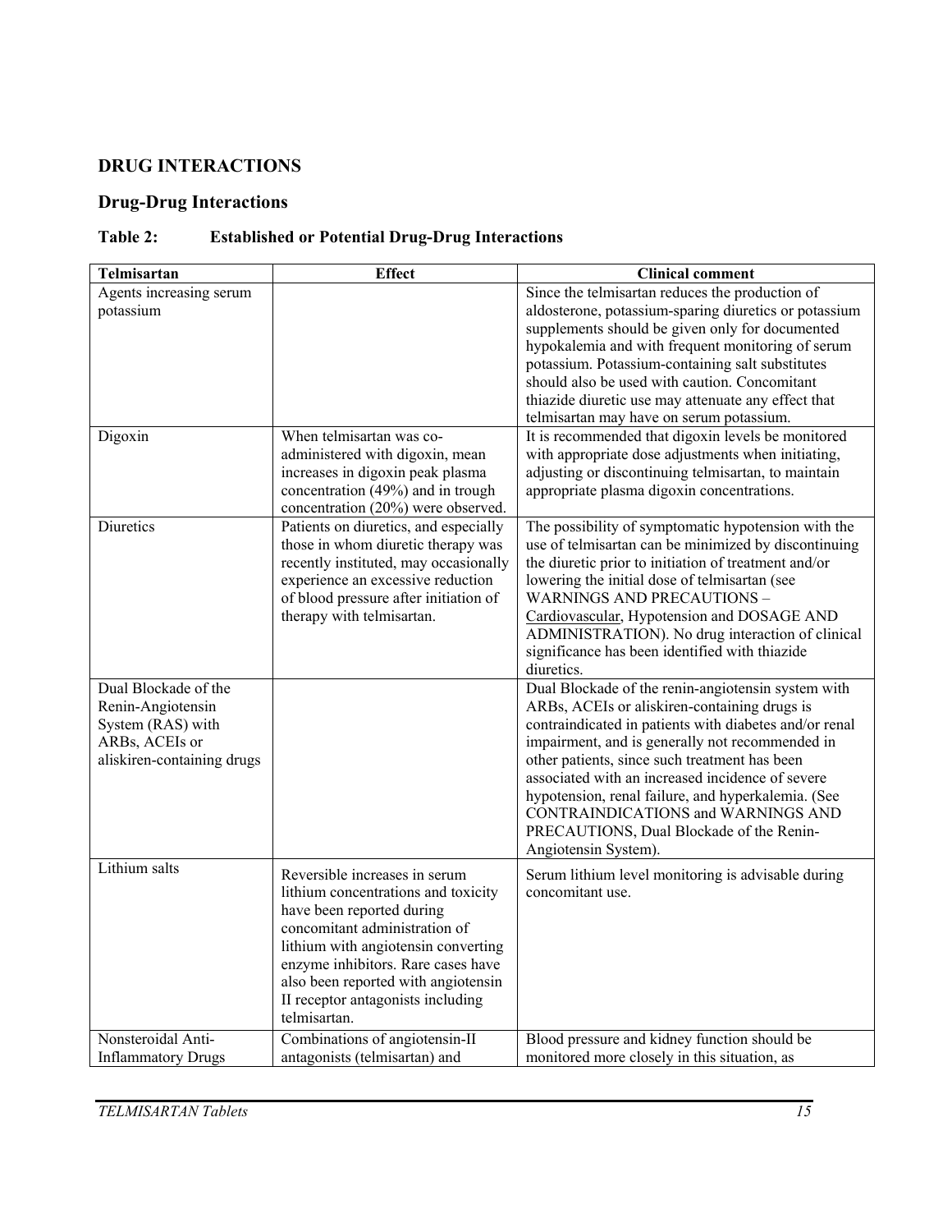## DRUG INTERACTIONS

### Drug-Drug Interactions

**Table 2: Established or Potential Drug-Drug Interactions**

| Telmisartan | Effect | Clinical comment |
|---|---|---|
| Agents increasing serum potassium | | Since the telmisartan reduces the production of aldosterone, potassium-sparing diuretics or potassium supplements should be given only for documented hypokalemia and with frequent monitoring of serum potassium. Potassium-containing salt substitutes should also be used with caution. Concomitant thiazide diuretic use may attenuate any effect that telmisartan may have on serum potassium. |
| Digoxin | When telmisartan was co-administered with digoxin, mean increases in digoxin peak plasma concentration (49%) and in trough concentration (20%) were observed. | It is recommended that digoxin levels be monitored with appropriate dose adjustments when initiating, adjusting or discontinuing telmisartan, to maintain appropriate plasma digoxin concentrations. |
| Diuretics | Patients on diuretics, and especially those in whom diuretic therapy was recently instituted, may occasionally experience an excessive reduction of blood pressure after initiation of therapy with telmisartan. | The possibility of symptomatic hypotension with the use of telmisartan can be minimized by discontinuing the diuretic prior to initiation of treatment and/or lowering the initial dose of telmisartan (see WARNINGS AND PRECAUTIONS – Cardiovascular, Hypotension and DOSAGE AND ADMINISTRATION). No drug interaction of clinical significance has been identified with thiazide diuretics. |
| Dual Blockade of the Renin-Angiotensin System (RAS) with ARBs, ACEIs or aliskiren-containing drugs | | Dual Blockade of the renin-angiotensin system with ARBs, ACEIs or aliskiren-containing drugs is contraindicated in patients with diabetes and/or renal impairment, and is generally not recommended in other patients, since such treatment has been associated with an increased incidence of severe hypotension, renal failure, and hyperkalemia. (See CONTRAINDICATIONS and WARNINGS AND PRECAUTIONS, Dual Blockade of the Renin-Angiotensin System). |
| Lithium salts | Reversible increases in serum lithium concentrations and toxicity have been reported during concomitant administration of lithium with angiotensin converting enzyme inhibitors. Rare cases have also been reported with angiotensin II receptor antagonists including telmisartan. | Serum lithium level monitoring is advisable during concomitant use. |
| Nonsteroidal Anti-Inflammatory Drugs | Combinations of angiotensin-II antagonists (telmisartan) and | Blood pressure and kidney function should be monitored more closely in this situation, as |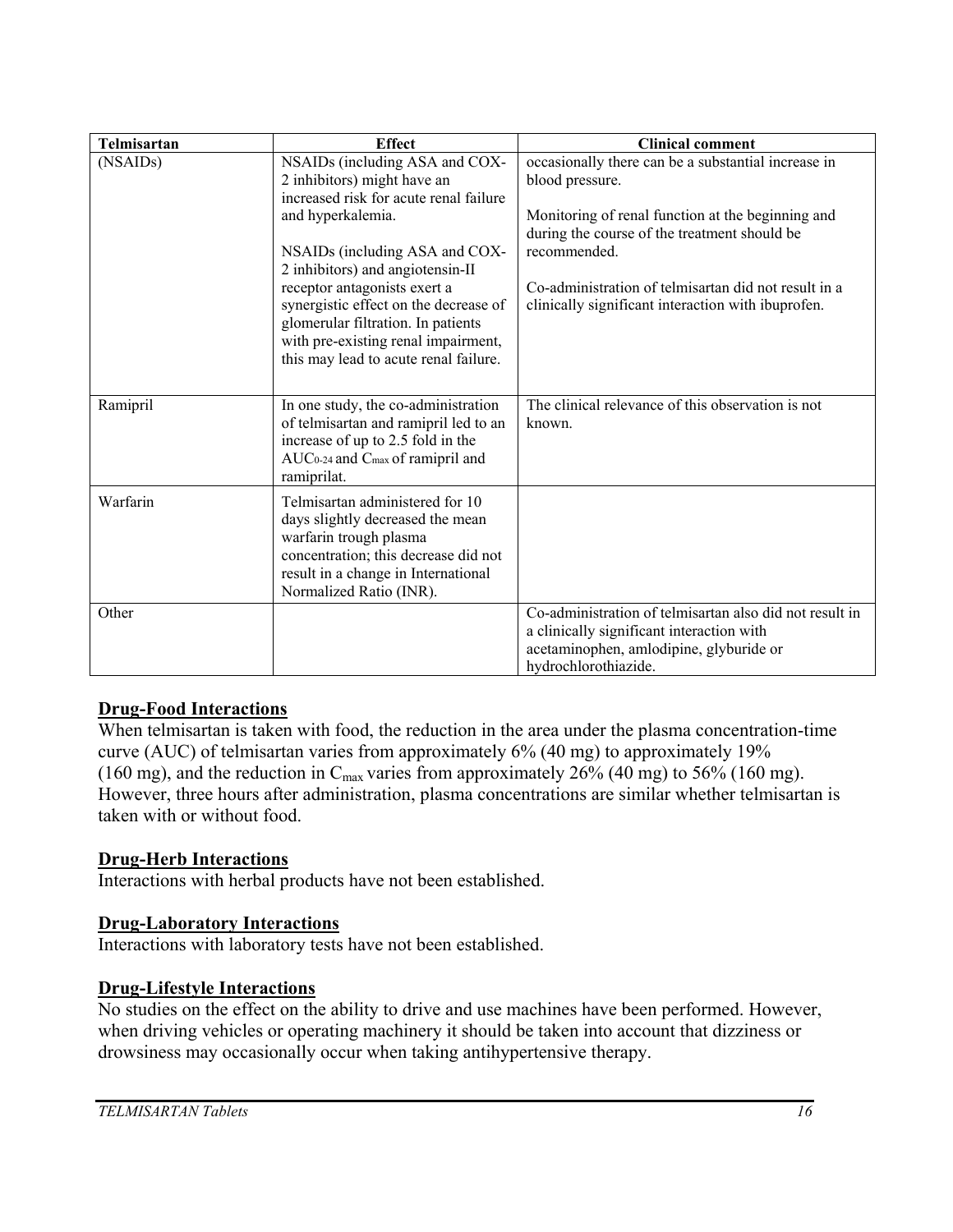| Telmisartan | Effect | Clinical comment |
| --- | --- | --- |
| (NSAIDs) | NSAIDs (including ASA and COX-2 inhibitors) might have an increased risk for acute renal failure and hyperkalemia.<br><br>NSAIDs (including ASA and COX-2 inhibitors) and angiotensin-II receptor antagonists exert a synergistic effect on the decrease of glomerular filtration. In patients with pre-existing renal impairment, this may lead to acute renal failure. | occasionally there can be a substantial increase in blood pressure.<br><br>Monitoring of renal function at the beginning and during the course of the treatment should be recommended.<br><br>Co-administration of telmisartan did not result in a clinically significant interaction with ibuprofen. |
| Ramipril | In one study, the co-administration of telmisartan and ramipril led to an increase of up to 2.5 fold in the $AUC_{0-24}$ and $C_{max}$ of ramipril and ramiprilat. | The clinical relevance of this observation is not known. |
| Warfarin | Telmisartan administered for 10 days slightly decreased the mean warfarin trough plasma concentration; this decrease did not result in a change in International Normalized Ratio (INR). | |
| Other | | Co-administration of telmisartan also did not result in a clinically significant interaction with acetaminophen, amlodipine, glyburide or hydrochlorothiazide. |

## Drug-Food Interactions

When telmisartan is taken with food, the reduction in the area under the plasma concentration-time curve (AUC) of telmisartan varies from approximately 6% (40 mg) to approximately 19% (160 mg), and the reduction in $C_{max}$ varies from approximately 26% (40 mg) to 56% (160 mg). However, three hours after administration, plasma concentrations are similar whether telmisartan is taken with or without food.

## Drug-Herb Interactions

Interactions with herbal products have not been established.

## Drug-Laboratory Interactions

Interactions with laboratory tests have not been established.

## Drug-Lifestyle Interactions

No studies on the effect on the ability to drive and use machines have been performed. However, when driving vehicles or operating machinery it should be taken into account that dizziness or drowsiness may occasionally occur when taking antihypertensive therapy.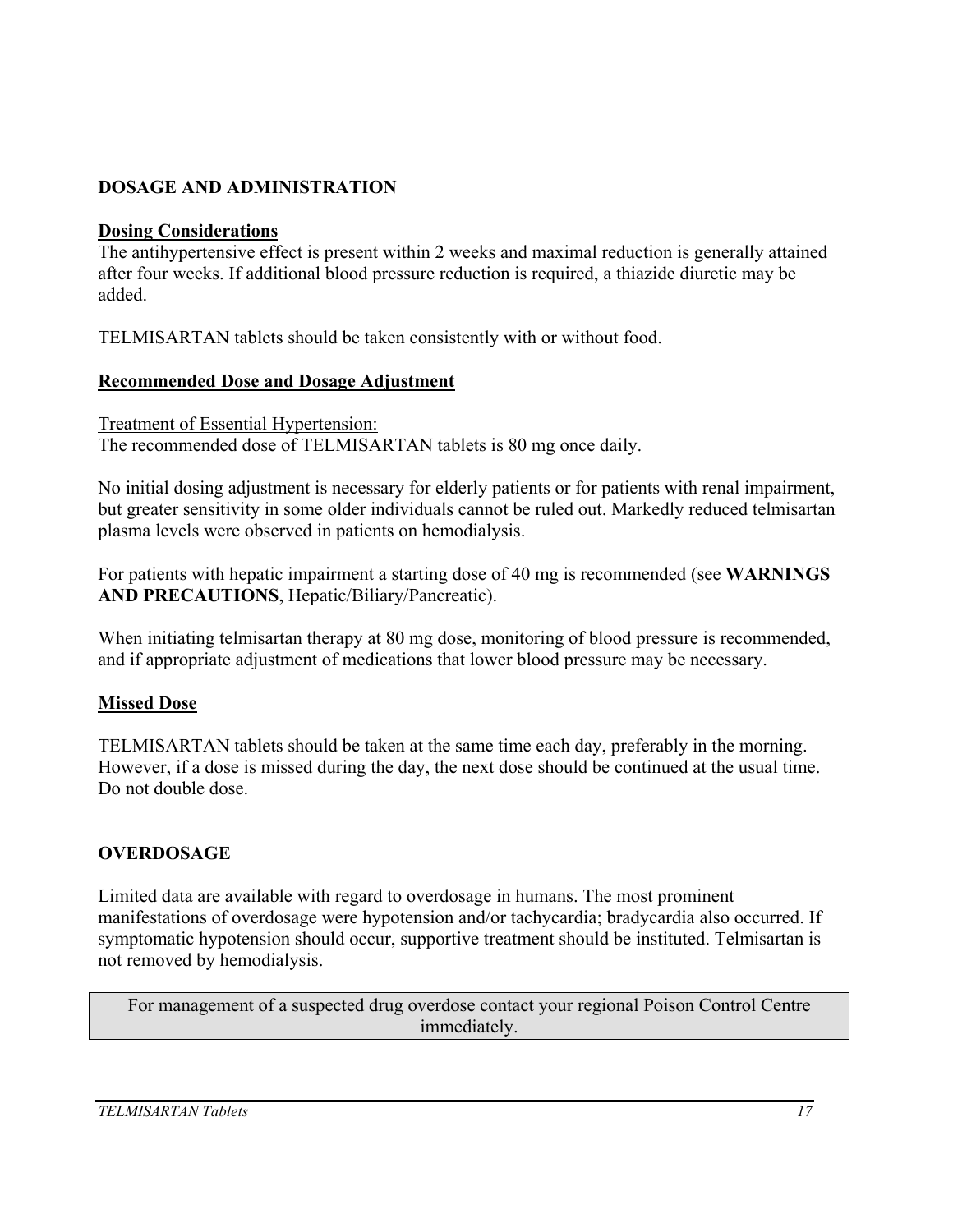## DOSAGE AND ADMINISTRATION

### Dosing Considerations

The antihypertensive effect is present within 2 weeks and maximal reduction is generally attained after four weeks. If additional blood pressure reduction is required, a thiazide diuretic may be added.

TELMISARTAN tablets should be taken consistently with or without food.

### Recommended Dose and Dosage Adjustment

Treatment of Essential Hypertension:
The recommended dose of TELMISARTAN tablets is 80 mg once daily.

No initial dosing adjustment is necessary for elderly patients or for patients with renal impairment, but greater sensitivity in some older individuals cannot be ruled out. Markedly reduced telmisartan plasma levels were observed in patients on hemodialysis.

For patients with hepatic impairment a starting dose of 40 mg is recommended (see **WARNINGS AND PRECAUTIONS**, Hepatic/Biliary/Pancreatic).

When initiating telmisartan therapy at 80 mg dose, monitoring of blood pressure is recommended, and if appropriate adjustment of medications that lower blood pressure may be necessary.

### Missed Dose

TELMISARTAN tablets should be taken at the same time each day, preferably in the morning. However, if a dose is missed during the day, the next dose should be continued at the usual time. Do not double dose.

## OVERDOSAGE

Limited data are available with regard to overdosage in humans. The most prominent manifestations of overdosage were hypotension and/or tachycardia; bradycardia also occurred. If symptomatic hypotension should occur, supportive treatment should be instituted. Telmisartan is not removed by hemodialysis.

| For management of a suspected drug overdose contact your regional Poison Control Centre immediately. |
| --- |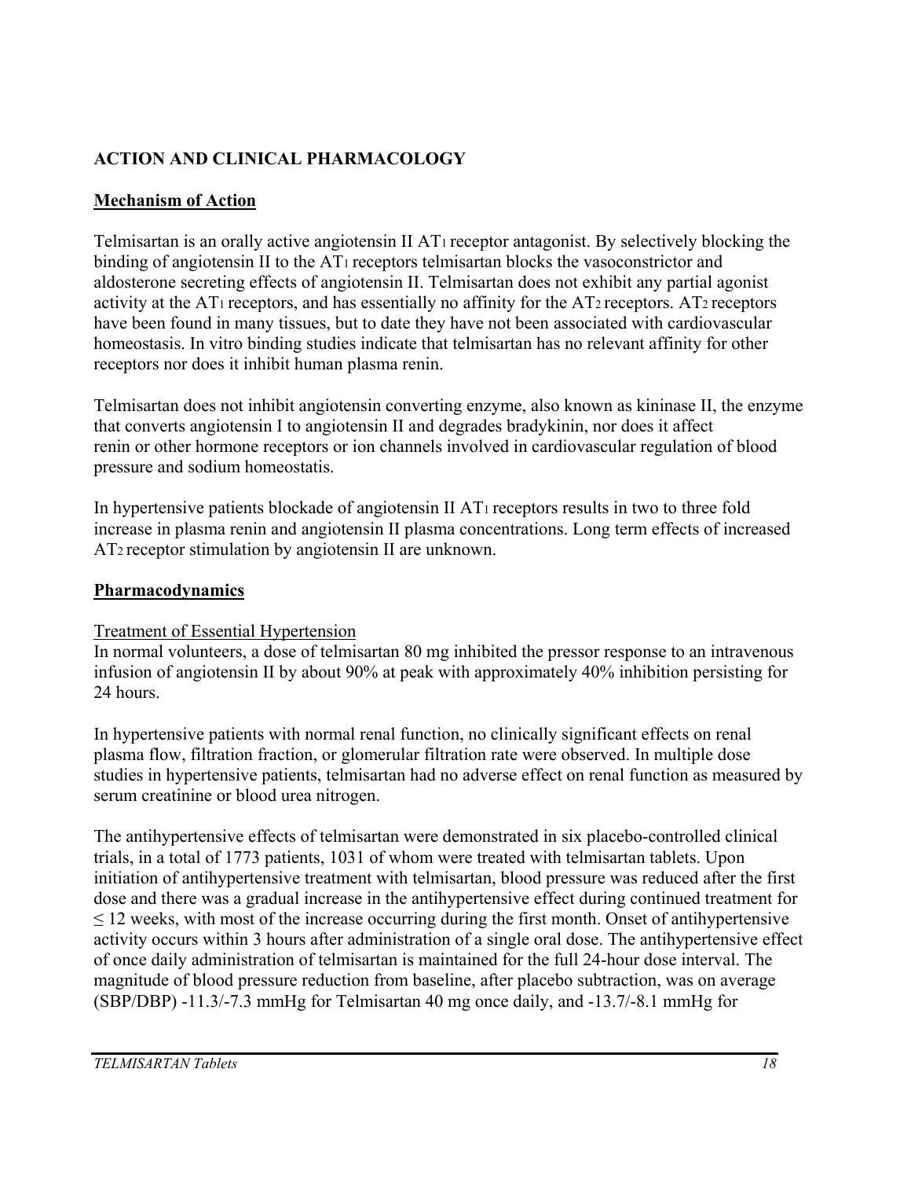## ACTION AND CLINICAL PHARMACOLOGY

### Mechanism of Action

Telmisartan is an orally active angiotensin II $AT_1$ receptor antagonist. By selectively blocking the binding of angiotensin II to the $AT_1$ receptors telmisartan blocks the vasoconstrictor and aldosterone secreting effects of angiotensin II. Telmisartan does not exhibit any partial agonist activity at the $AT_1$ receptors, and has essentially no affinity for the $AT_2$ receptors. $AT_2$ receptors have been found in many tissues, but to date they have not been associated with cardiovascular homeostasis. In vitro binding studies indicate that telmisartan has no relevant affinity for other receptors nor does it inhibit human plasma renin.

Telmisartan does not inhibit angiotensin converting enzyme, also known as kininase II, the enzyme that converts angiotensin I to angiotensin II and degrades bradykinin, nor does it affect renin or other hormone receptors or ion channels involved in cardiovascular regulation of blood pressure and sodium homeostatis.

In hypertensive patients blockade of angiotensin II $AT_1$ receptors results in two to three fold increase in plasma renin and angiotensin II plasma concentrations. Long term effects of increased $AT_2$ receptor stimulation by angiotensin II are unknown.

### Pharmacodynamics

Treatment of Essential Hypertension

In normal volunteers, a dose of telmisartan 80 mg inhibited the pressor response to an intravenous infusion of angiotensin II by about 90% at peak with approximately 40% inhibition persisting for 24 hours.

In hypertensive patients with normal renal function, no clinically significant effects on renal plasma flow, filtration fraction, or glomerular filtration rate were observed. In multiple dose studies in hypertensive patients, telmisartan had no adverse effect on renal function as measured by serum creatinine or blood urea nitrogen.

The antihypertensive effects of telmisartan were demonstrated in six placebo-controlled clinical trials, in a total of 1773 patients, 1031 of whom were treated with telmisartan tablets. Upon initiation of antihypertensive treatment with telmisartan, blood pressure was reduced after the first dose and there was a gradual increase in the antihypertensive effect during continued treatment for ≤ 12 weeks, with most of the increase occurring during the first month. Onset of antihypertensive activity occurs within 3 hours after administration of a single oral dose. The antihypertensive effect of once daily administration of telmisartan is maintained for the full 24-hour dose interval. The magnitude of blood pressure reduction from baseline, after placebo subtraction, was on average (SBP/DBP) -11.3/-7.3 mmHg for Telmisartan 40 mg once daily, and -13.7/-8.1 mmHg for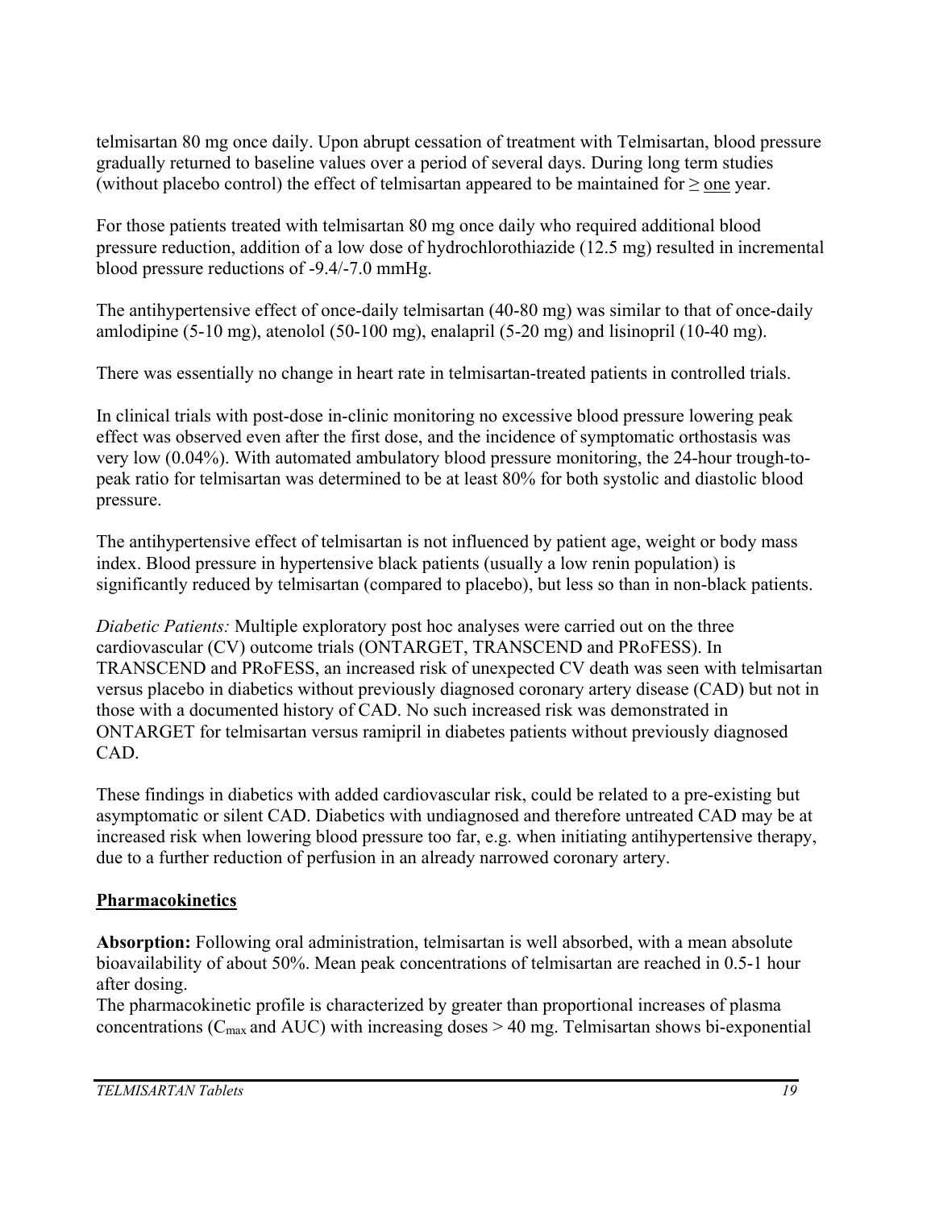telmisartan 80 mg once daily. Upon abrupt cessation of treatment with Telmisartan, blood pressure gradually returned to baseline values over a period of several days. During long term studies (without placebo control) the effect of telmisartan appeared to be maintained for ≥ one year.

For those patients treated with telmisartan 80 mg once daily who required additional blood pressure reduction, addition of a low dose of hydrochlorothiazide (12.5 mg) resulted in incremental blood pressure reductions of -9.4/-7.0 mmHg.

The antihypertensive effect of once-daily telmisartan (40-80 mg) was similar to that of once-daily amlodipine (5-10 mg), atenolol (50-100 mg), enalapril (5-20 mg) and lisinopril (10-40 mg).

There was essentially no change in heart rate in telmisartan-treated patients in controlled trials.

In clinical trials with post-dose in-clinic monitoring no excessive blood pressure lowering peak effect was observed even after the first dose, and the incidence of symptomatic orthostasis was very low (0.04%). With automated ambulatory blood pressure monitoring, the 24-hour trough-to-peak ratio for telmisartan was determined to be at least 80% for both systolic and diastolic blood pressure.

The antihypertensive effect of telmisartan is not influenced by patient age, weight or body mass index. Blood pressure in hypertensive black patients (usually a low renin population) is significantly reduced by telmisartan (compared to placebo), but less so than in non-black patients.

*Diabetic Patients:* Multiple exploratory post hoc analyses were carried out on the three cardiovascular (CV) outcome trials (ONTARGET, TRANSCEND and PRoFESS). In TRANSCEND and PRoFESS, an increased risk of unexpected CV death was seen with telmisartan versus placebo in diabetics without previously diagnosed coronary artery disease (CAD) but not in those with a documented history of CAD. No such increased risk was demonstrated in ONTARGET for telmisartan versus ramipril in diabetes patients without previously diagnosed CAD.

These findings in diabetics with added cardiovascular risk, could be related to a pre-existing but asymptomatic or silent CAD. Diabetics with undiagnosed and therefore untreated CAD may be at increased risk when lowering blood pressure too far, e.g. when initiating antihypertensive therapy, due to a further reduction of perfusion in an already narrowed coronary artery.

## Pharmacokinetics

**Absorption:** Following oral administration, telmisartan is well absorbed, with a mean absolute bioavailability of about 50%. Mean peak concentrations of telmisartan are reached in 0.5-1 hour after dosing.
The pharmacokinetic profile is characterized by greater than proportional increases of plasma concentrations ($C_{max}$ and AUC) with increasing doses > 40 mg. Telmisartan shows bi-exponential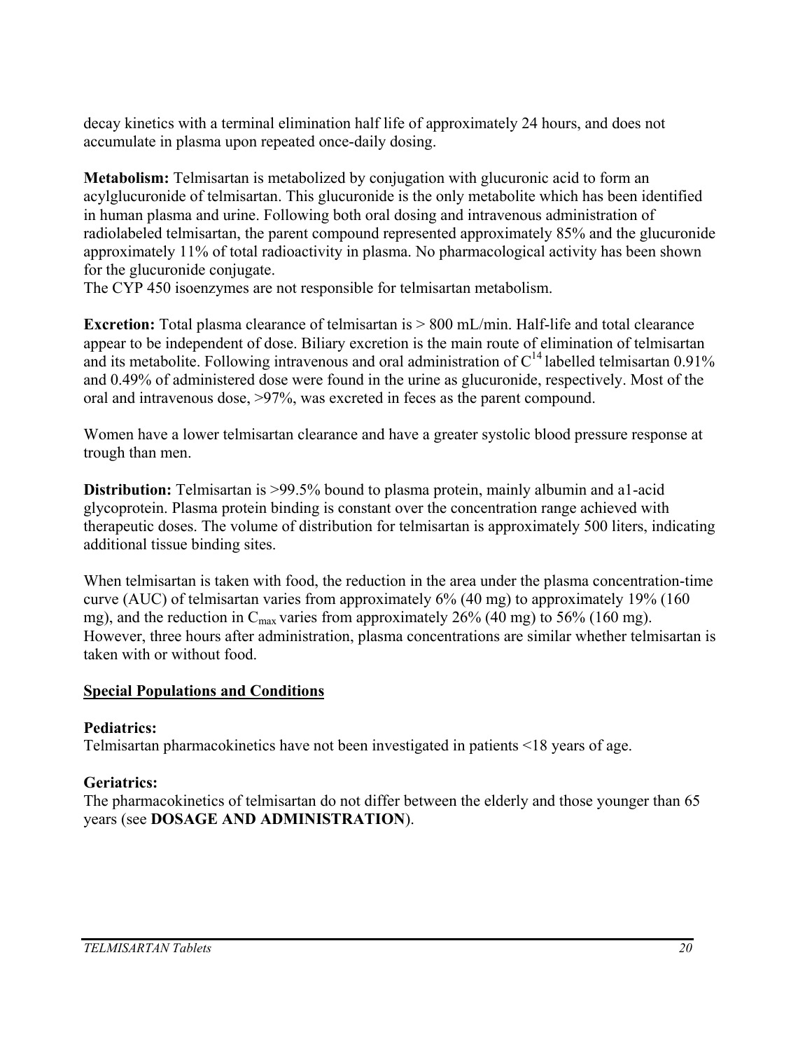decay kinetics with a terminal elimination half life of approximately 24 hours, and does not accumulate in plasma upon repeated once-daily dosing.

**Metabolism:** Telmisartan is metabolized by conjugation with glucuronic acid to form an acylglucuronide of telmisartan. This glucuronide is the only metabolite which has been identified in human plasma and urine. Following both oral dosing and intravenous administration of radiolabeled telmisartan, the parent compound represented approximately 85% and the glucuronide approximately 11% of total radioactivity in plasma. No pharmacological activity has been shown for the glucuronide conjugate.
The CYP 450 isoenzymes are not responsible for telmisartan metabolism.

**Excretion:** Total plasma clearance of telmisartan is > 800 mL/min. Half-life and total clearance appear to be independent of dose. Biliary excretion is the main route of elimination of telmisartan and its metabolite. Following intravenous and oral administration of $C^{14}$ labelled telmisartan 0.91% and 0.49% of administered dose were found in the urine as glucuronide, respectively. Most of the oral and intravenous dose, >97%, was excreted in feces as the parent compound.

Women have a lower telmisartan clearance and have a greater systolic blood pressure response at trough than men.

**Distribution:** Telmisartan is >99.5% bound to plasma protein, mainly albumin and a1-acid glycoprotein. Plasma protein binding is constant over the concentration range achieved with therapeutic doses. The volume of distribution for telmisartan is approximately 500 liters, indicating additional tissue binding sites.

When telmisartan is taken with food, the reduction in the area under the plasma concentration-time curve (AUC) of telmisartan varies from approximately 6% (40 mg) to approximately 19% (160 mg), and the reduction in $C_{max}$ varies from approximately 26% (40 mg) to 56% (160 mg). However, three hours after administration, plasma concentrations are similar whether telmisartan is taken with or without food.

## Special Populations and Conditions

**Pediatrics:**
Telmisartan pharmacokinetics have not been investigated in patients <18 years of age.

**Geriatrics:**
The pharmacokinetics of telmisartan do not differ between the elderly and those younger than 65 years (see **DOSAGE AND ADMINISTRATION**).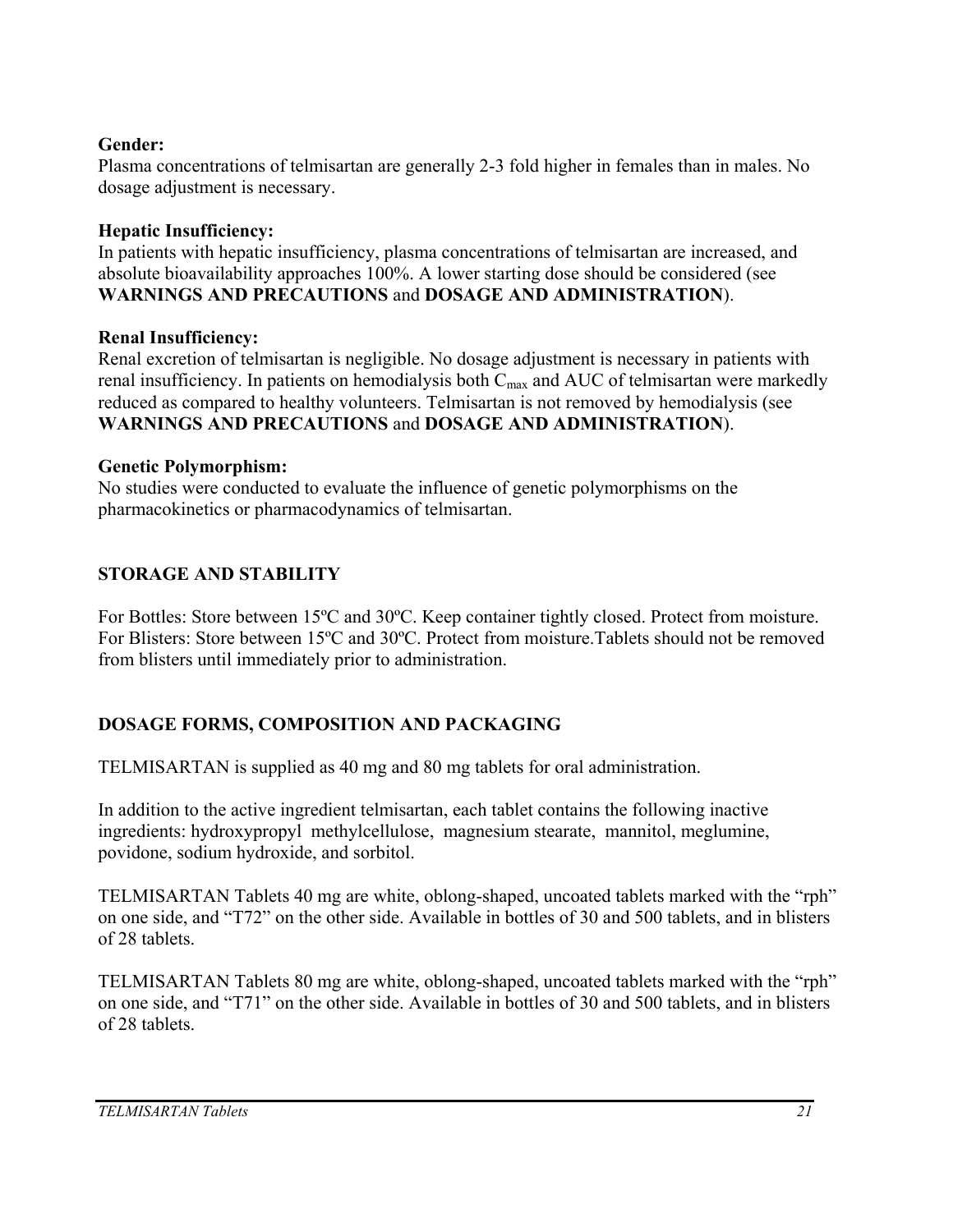**Gender:**
Plasma concentrations of telmisartan are generally 2-3 fold higher in females than in males. No dosage adjustment is necessary.

**Hepatic Insufficiency:**
In patients with hepatic insufficiency, plasma concentrations of telmisartan are increased, and absolute bioavailability approaches 100%. A lower starting dose should be considered (see **WARNINGS AND PRECAUTIONS** and **DOSAGE AND ADMINISTRATION**).

**Renal Insufficiency:**
Renal excretion of telmisartan is negligible. No dosage adjustment is necessary in patients with renal insufficiency. In patients on hemodialysis both $C_{max}$ and AUC of telmisartan were markedly reduced as compared to healthy volunteers. Telmisartan is not removed by hemodialysis (see **WARNINGS AND PRECAUTIONS** and **DOSAGE AND ADMINISTRATION**).

**Genetic Polymorphism:**
No studies were conducted to evaluate the influence of genetic polymorphisms on the pharmacokinetics or pharmacodynamics of telmisartan.

## STORAGE AND STABILITY

For Bottles: Store between 15ºC and 30ºC. Keep container tightly closed. Protect from moisture.
For Blisters: Store between 15ºC and 30ºC. Protect from moisture.Tablets should not be removed from blisters until immediately prior to administration.

## DOSAGE FORMS, COMPOSITION AND PACKAGING

TELMISARTAN is supplied as 40 mg and 80 mg tablets for oral administration.

In addition to the active ingredient telmisartan, each tablet contains the following inactive ingredients: hydroxypropyl methylcellulose, magnesium stearate, mannitol, meglumine, povidone, sodium hydroxide, and sorbitol.

TELMISARTAN Tablets 40 mg are white, oblong-shaped, uncoated tablets marked with the "rph" on one side, and "T72" on the other side. Available in bottles of 30 and 500 tablets, and in blisters of 28 tablets.

TELMISARTAN Tablets 80 mg are white, oblong-shaped, uncoated tablets marked with the "rph" on one side, and "T71" on the other side. Available in bottles of 30 and 500 tablets, and in blisters of 28 tablets.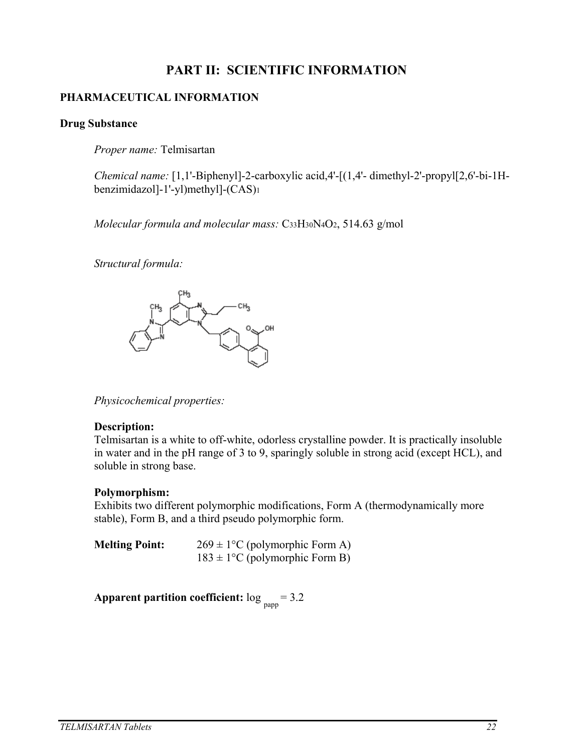# PART II: SCIENTIFIC INFORMATION

## PHARMACEUTICAL INFORMATION

### Drug Substance

*Proper name:* Telmisartan

*Chemical name:* [1,1'-Biphenyl]-2-carboxylic acid,4'-[(1,4'- dimethyl-2'-propyl[2,6'-bi-1H-benzimidazol]-1'-yl)methyl]-(CAS)[1]

*Molecular formula and molecular mass:* $C_{33}H_{30}N_4O_2$, 514.63 g/mol

*Structural formula:*

*Physicochemical properties:*

**Description:**
Telmisartan is a white to off-white, odorless crystalline powder. It is practically insoluble in water and in the pH range of 3 to 9, sparingly soluble in strong acid (except HCL), and soluble in strong base.

**Polymorphism:**
Exhibits two different polymorphic modifications, Form A (thermodynamically more stable), Form B, and a third pseudo polymorphic form.

**Melting Point:** 269 ± 1°C (polymorphic Form A)
183 ± 1°C (polymorphic Form B)

**Apparent partition coefficient:** $\log_{papp} = 3.2$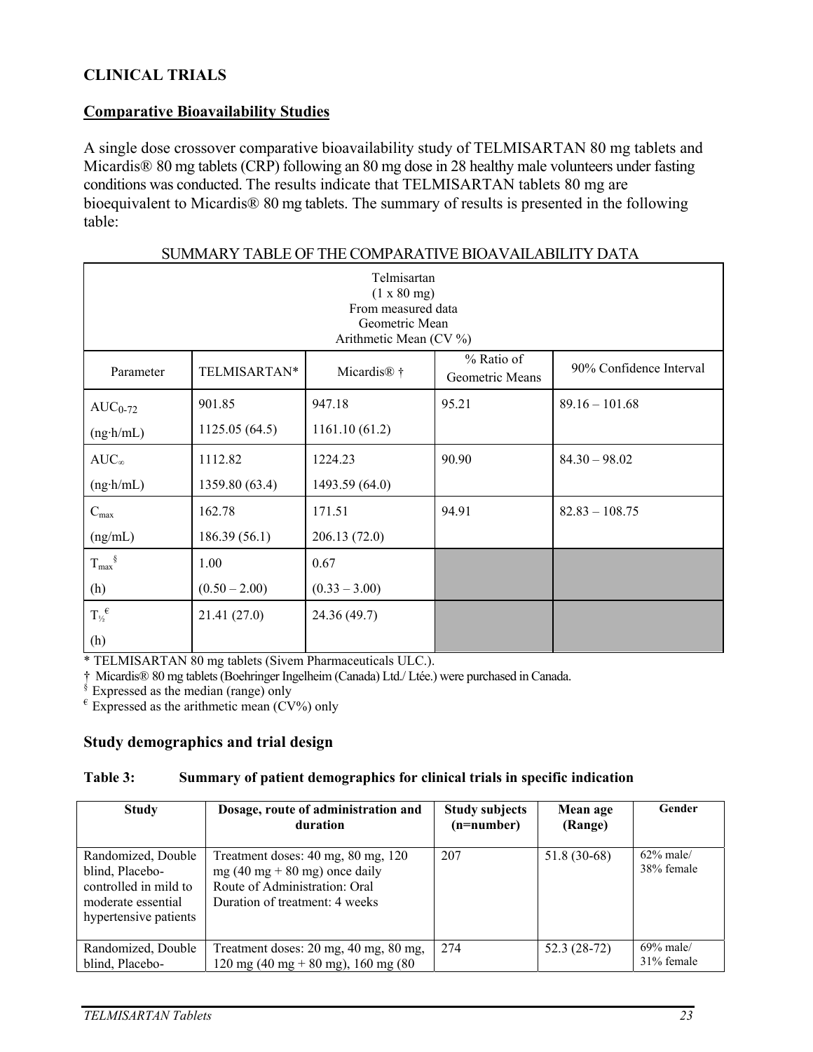## CLINICAL TRIALS

### Comparative Bioavailability Studies

A single dose crossover comparative bioavailability study of TELMISARTAN 80 mg tablets and Micardis® 80 mg tablets (CRP) following an 80 mg dose in 28 healthy male volunteers under fasting conditions was conducted. The results indicate that TELMISARTAN tablets 80 mg are bioequivalent to Micardis® 80 mg tablets. The summary of results is presented in the following table:

SUMMARY TABLE OF THE COMPARATIVE BIOAVAILABILITY DATA

| Telmisartan<br>(1 x 80 mg)<br>From measured data<br>Geometric Mean<br>Arithmetic Mean (CV %) | | | | |
|---|---|---|---|---|
| Parameter | TELMISARTAN* | Micardis® † | % Ratio of Geometric Means | 90% Confidence Interval |
| $AUC_{0-72}$ (ng·h/mL) | 901.85<br>1125.05 (64.5) | 947.18<br>1161.10 (61.2) | 95.21 | 89.16 – 101.68 |
| $AUC_{\infty}$ (ng·h/mL) | 1112.82<br>1359.80 (63.4) | 1224.23<br>1493.59 (64.0) | 90.90 | 84.30 – 98.02 |
| $C_{max}$ (ng/mL) | 162.78<br>186.39 (56.1) | 171.51<br>206.13 (72.0) | 94.91 | 82.83 – 108.75 |
| $T_{max}$[§] (h) | 1.00<br>(0.50 – 2.00) | 0.67<br>(0.33 – 3.00) | | |
| $T_{½}$[€] (h) | 21.41 (27.0) | 24.36 (49.7) | | |

\* TELMISARTAN 80 mg tablets (Sivem Pharmaceuticals ULC.).

† Micardis® 80 mg tablets (Boehringer Ingelheim (Canada) Ltd./ Ltée.) were purchased in Canada.

§ Expressed as the median (range) only

€ Expressed as the arithmetic mean (CV%) only

### Study demographics and trial design

**Table 3: Summary of patient demographics for clinical trials in specific indication**

| Study | Dosage, route of administration and duration | Study subjects (n=number) | Mean age (Range) | Gender |
|---|---|---|---|---|
| Randomized, Double blind, Placebo-controlled in mild to moderate essential hypertensive patients | Treatment doses: 40 mg, 80 mg, 120 mg (40 mg + 80 mg) once daily<br>Route of Administration: Oral<br>Duration of treatment: 4 weeks | 207 | 51.8 (30-68) | 62% male/ 38% female |
| Randomized, Double blind, Placebo- | Treatment doses: 20 mg, 40 mg, 80 mg, 120 mg (40 mg + 80 mg), 160 mg (80 | 274 | 52.3 (28-72) | 69% male/ 31% female |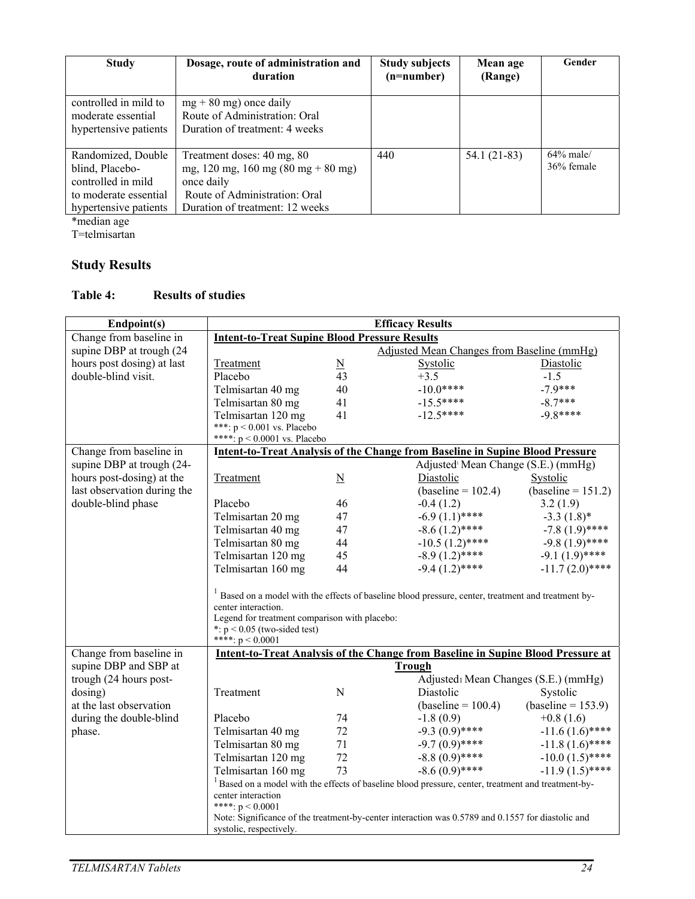| Study | Dosage, route of administration and duration | Study subjects (n=number) | Mean age (Range) | Gender |
|---|---|---|---|---|
| controlled in mild to moderate essential hypertensive patients | mg + 80 mg) once daily<br>Route of Administration: Oral<br>Duration of treatment: 4 weeks | | | |
| Randomized, Double blind, Placebo-controlled in mild to moderate essential hypertensive patients | Treatment doses: 40 mg, 80 mg, 120 mg, 160 mg (80 mg + 80 mg) once daily<br>Route of Administration: Oral<br>Duration of treatment: 12 weeks | 440 | 54.1 (21-83) | 64% male/ 36% female |

*median age
T=telmisartan

## Study Results

### Table 4: Results of studies

| Endpoint(s) | Efficacy Results | | | |
|---|---|---|---|---|
| Change from baseline in supine DBP at trough (24 hours post dosing) at last double-blind visit. | **Intent-to-Treat Supine Blood Pressure Results** | | | |
| | | | Adjusted Mean Changes from Baseline (mmHg) | |
| | Treatment | N | Systolic | Diastolic |
| | Placebo | 43 | +3.5 | -1.5 |
| | Telmisartan 40 mg | 40 | -10.0**** | -7.9*** |
| | Telmisartan 80 mg | 41 | -15.5**** | -8.7*** |
| | Telmisartan 120 mg | 41 | -12.5**** | -9.8**** |
| | ***: $p < 0.001$ vs. Placebo<br>****: $p < 0.0001$ vs. Placebo | | | |
| Change from baseline in supine DBP at trough (24-hours post-dosing) at the last observation during the double-blind phase | **Intent-to-Treat Analysis of the Change from Baseline in Supine Blood Pressure** | | | |
| | | | Adjusted[1] Mean Change (S.E.) (mmHg) | |
| | Treatment | N | Diastolic (baseline = 102.4) | Systolic (baseline = 151.2) |
| | Placebo | 46 | -0.4 (1.2) | 3.2 (1.9) |
| | Telmisartan 20 mg | 47 | -6.9 (1.1)**** | -3.3 (1.8)* |
| | Telmisartan 40 mg | 47 | -8.6 (1.2)**** | -7.8 (1.9)**** |
| | Telmisartan 80 mg | 44 | -10.5 (1.2)**** | -9.8 (1.9)**** |
| | Telmisartan 120 mg | 45 | -8.9 (1.2)**** | -9.1 (1.9)**** |
| | Telmisartan 160 mg | 44 | -9.4 (1.2)**** | -11.7 (2.0)**** |
| | [1] Based on a model with the effects of baseline blood pressure, center, treatment and treatment by-center interaction.<br>Legend for treatment comparison with placebo:<br>*: $p < 0.05$ (two-sided test)<br>****: $p < 0.0001$ | | | |
| Change from baseline in supine DBP and SBP at trough (24 hours post-dosing) at the last observation during the double-blind phase. | **Intent-to-Treat Analysis of the Change from Baseline in Supine Blood Pressure at Trough** | | | |
| | | | Adjusted[1] Mean Changes (S.E.) (mmHg) | |
| | Treatment | N | Diastolic (baseline = 100.4) | Systolic (baseline = 153.9) |
| | Placebo | 74 | -1.8 (0.9) | +0.8 (1.6) |
| | Telmisartan 40 mg | 72 | -9.3 (0.9)**** | -11.6 (1.6)**** |
| | Telmisartan 80 mg | 71 | -9.7 (0.9)**** | -11.8 (1.6)**** |
| | Telmisartan 120 mg | 72 | -8.8 (0.9)**** | -10.0 (1.5)**** |
| | Telmisartan 160 mg | 73 | -8.6 (0.9)**** | -11.9 (1.5)**** |
| | [1] Based on a model with the effects of baseline blood pressure, center, treatment and treatment-by-center interaction<br>****: $p < 0.0001$<br>Note: Significance of the treatment-by-center interaction was 0.5789 and 0.1557 for diastolic and systolic, respectively. | | | |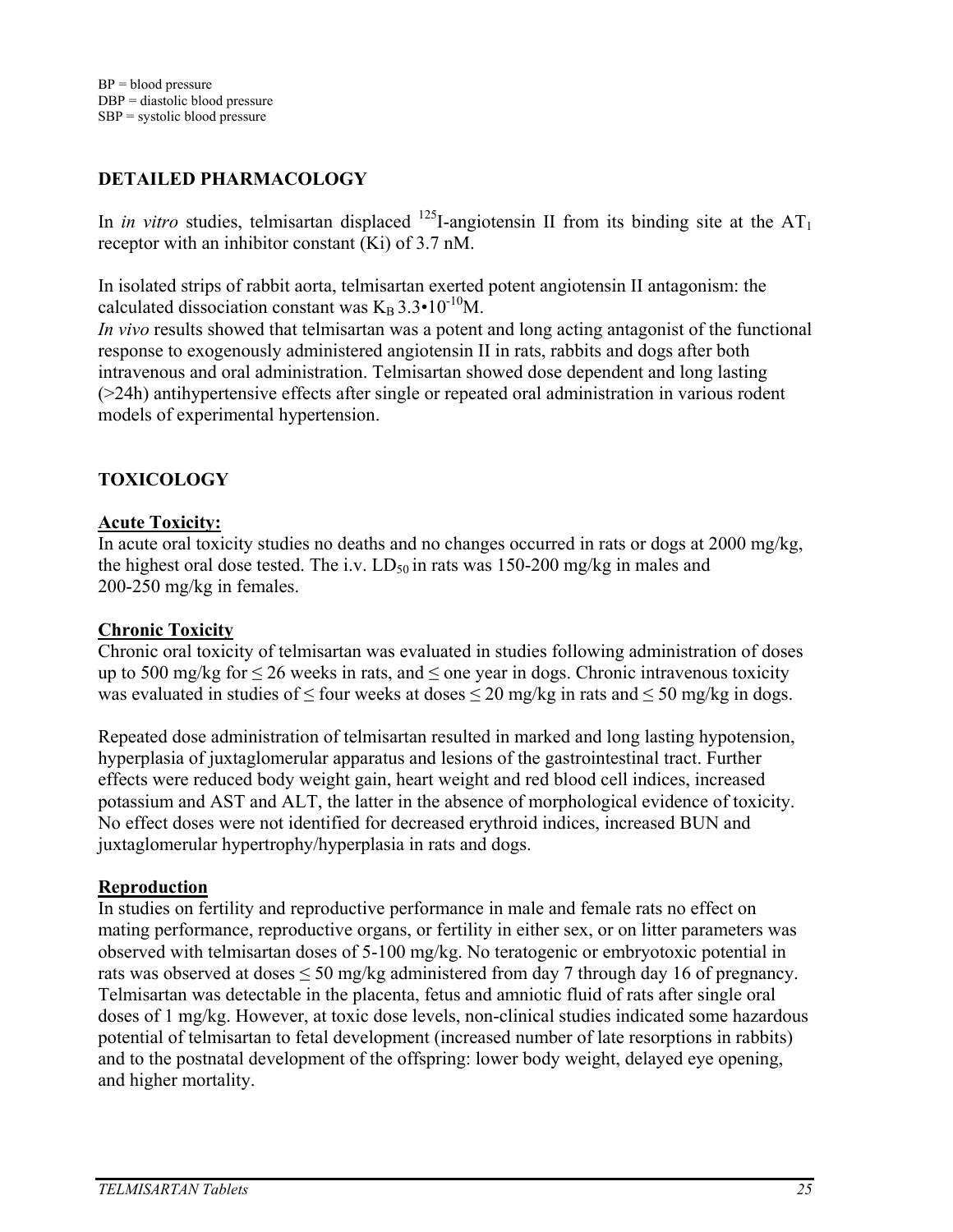BP = blood pressure
DBP = diastolic blood pressure
SBP = systolic blood pressure

## DETAILED PHARMACOLOGY

In *in vitro* studies, telmisartan displaced $^{125}$I-angiotensin II from its binding site at the $AT_1$ receptor with an inhibitor constant (Ki) of 3.7 nM.

In isolated strips of rabbit aorta, telmisartan exerted potent angiotensin II antagonism: the calculated dissociation constant was $K_B$ $3.3 \cdot 10^{-10}$M.
*In vivo* results showed that telmisartan was a potent and long acting antagonist of the functional response to exogenously administered angiotensin II in rats, rabbits and dogs after both intravenous and oral administration. Telmisartan showed dose dependent and long lasting (>24h) antihypertensive effects after single or repeated oral administration in various rodent models of experimental hypertension.

## TOXICOLOGY

### Acute Toxicity:

In acute oral toxicity studies no deaths and no changes occurred in rats or dogs at 2000 mg/kg, the highest oral dose tested. The i.v. $LD_{50}$ in rats was 150-200 mg/kg in males and 200-250 mg/kg in females.

### Chronic Toxicity

Chronic oral toxicity of telmisartan was evaluated in studies following administration of doses up to 500 mg/kg for ≤ 26 weeks in rats, and ≤ one year in dogs. Chronic intravenous toxicity was evaluated in studies of ≤ four weeks at doses ≤ 20 mg/kg in rats and ≤ 50 mg/kg in dogs.

Repeated dose administration of telmisartan resulted in marked and long lasting hypotension, hyperplasia of juxtaglomerular apparatus and lesions of the gastrointestinal tract. Further effects were reduced body weight gain, heart weight and red blood cell indices, increased potassium and AST and ALT, the latter in the absence of morphological evidence of toxicity. No effect doses were not identified for decreased erythroid indices, increased BUN and juxtaglomerular hypertrophy/hyperplasia in rats and dogs.

### Reproduction

In studies on fertility and reproductive performance in male and female rats no effect on mating performance, reproductive organs, or fertility in either sex, or on litter parameters was observed with telmisartan doses of 5-100 mg/kg. No teratogenic or embryotoxic potential in rats was observed at doses ≤ 50 mg/kg administered from day 7 through day 16 of pregnancy. Telmisartan was detectable in the placenta, fetus and amniotic fluid of rats after single oral doses of 1 mg/kg. However, at toxic dose levels, non-clinical studies indicated some hazardous potential of telmisartan to fetal development (increased number of late resorptions in rabbits) and to the postnatal development of the offspring: lower body weight, delayed eye opening, and higher mortality.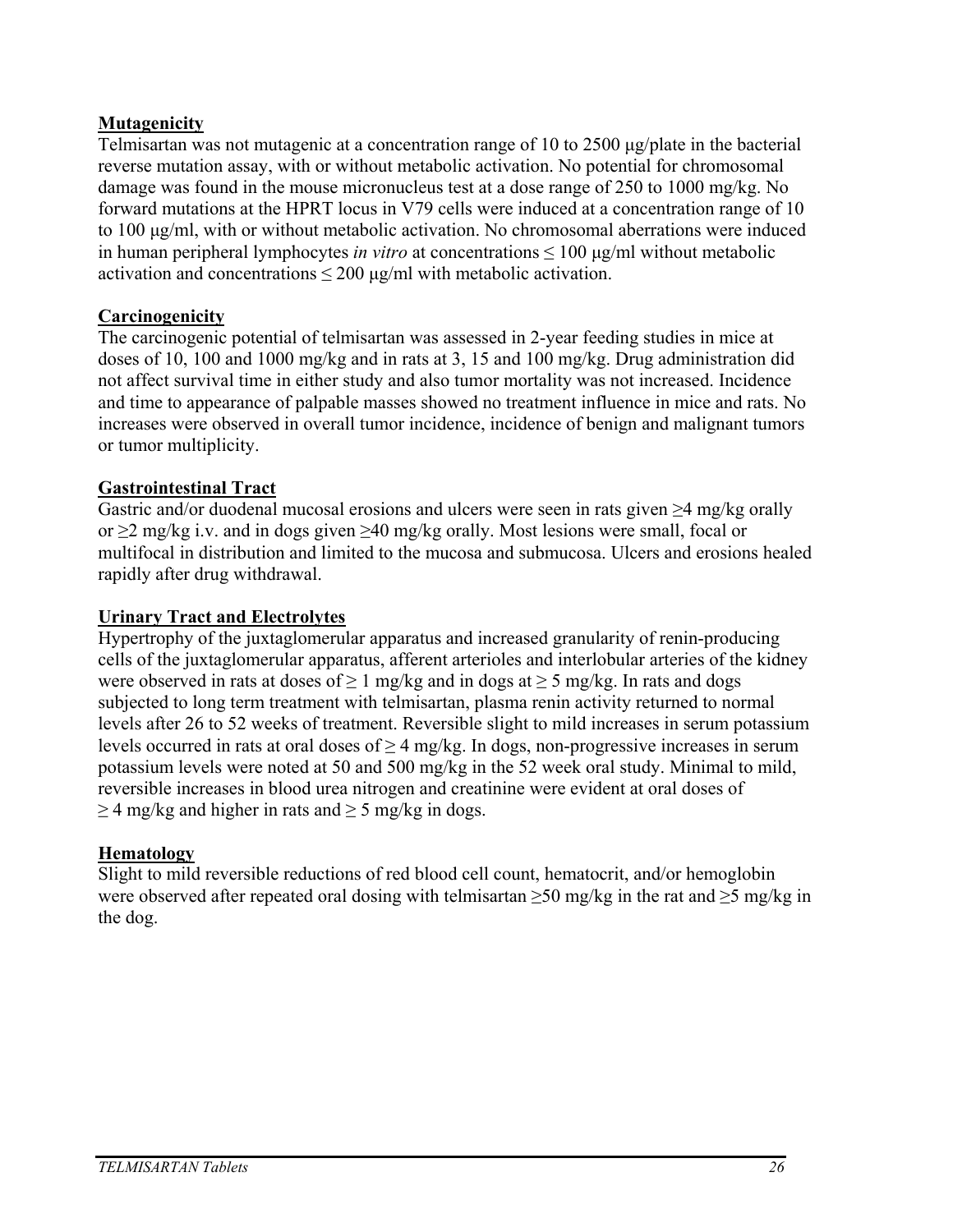**Mutagenicity**

Telmisartan was not mutagenic at a concentration range of 10 to 2500 µg/plate in the bacterial reverse mutation assay, with or without metabolic activation. No potential for chromosomal damage was found in the mouse micronucleus test at a dose range of 250 to 1000 mg/kg. No forward mutations at the HPRT locus in V79 cells were induced at a concentration range of 10 to 100 µg/ml, with or without metabolic activation. No chromosomal aberrations were induced in human peripheral lymphocytes *in vitro* at concentrations ≤ 100 µg/ml without metabolic activation and concentrations ≤ 200 µg/ml with metabolic activation.

**Carcinogenicity**

The carcinogenic potential of telmisartan was assessed in 2-year feeding studies in mice at doses of 10, 100 and 1000 mg/kg and in rats at 3, 15 and 100 mg/kg. Drug administration did not affect survival time in either study and also tumor mortality was not increased. Incidence and time to appearance of palpable masses showed no treatment influence in mice and rats. No increases were observed in overall tumor incidence, incidence of benign and malignant tumors or tumor multiplicity.

**Gastrointestinal Tract**

Gastric and/or duodenal mucosal erosions and ulcers were seen in rats given ≥4 mg/kg orally or ≥2 mg/kg i.v. and in dogs given ≥40 mg/kg orally. Most lesions were small, focal or multifocal in distribution and limited to the mucosa and submucosa. Ulcers and erosions healed rapidly after drug withdrawal.

**Urinary Tract and Electrolytes**

Hypertrophy of the juxtaglomerular apparatus and increased granularity of renin-producing cells of the juxtaglomerular apparatus, afferent arterioles and interlobular arteries of the kidney were observed in rats at doses of ≥ 1 mg/kg and in dogs at ≥ 5 mg/kg. In rats and dogs subjected to long term treatment with telmisartan, plasma renin activity returned to normal levels after 26 to 52 weeks of treatment. Reversible slight to mild increases in serum potassium levels occurred in rats at oral doses of ≥ 4 mg/kg. In dogs, non-progressive increases in serum potassium levels were noted at 50 and 500 mg/kg in the 52 week oral study. Minimal to mild, reversible increases in blood urea nitrogen and creatinine were evident at oral doses of ≥ 4 mg/kg and higher in rats and ≥ 5 mg/kg in dogs.

**Hematology**

Slight to mild reversible reductions of red blood cell count, hematocrit, and/or hemoglobin were observed after repeated oral dosing with telmisartan ≥50 mg/kg in the rat and ≥5 mg/kg in the dog.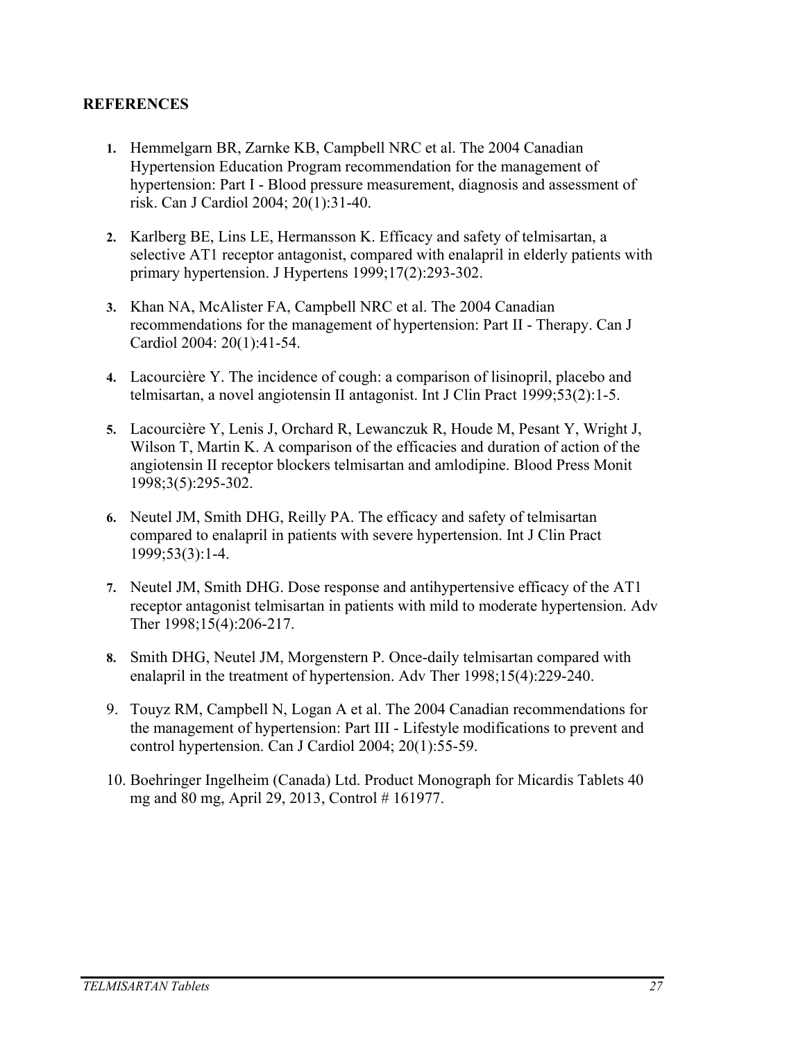**REFERENCES**

1. Hemmelgarn BR, Zarnke KB, Campbell NRC et al. The 2004 Canadian Hypertension Education Program recommendation for the management of hypertension: Part I - Blood pressure measurement, diagnosis and assessment of risk. Can J Cardiol 2004; 20(1):31-40.
2. Karlberg BE, Lins LE, Hermansson K. Efficacy and safety of telmisartan, a selective AT1 receptor antagonist, compared with enalapril in elderly patients with primary hypertension. J Hypertens 1999;17(2):293-302.
3. Khan NA, McAlister FA, Campbell NRC et al. The 2004 Canadian recommendations for the management of hypertension: Part II - Therapy. Can J Cardiol 2004: 20(1):41-54.
4. Lacourcière Y. The incidence of cough: a comparison of lisinopril, placebo and telmisartan, a novel angiotensin II antagonist. Int J Clin Pract 1999;53(2):1-5.
5. Lacourcière Y, Lenis J, Orchard R, Lewanczuk R, Houde M, Pesant Y, Wright J, Wilson T, Martin K. A comparison of the efficacies and duration of action of the angiotensin II receptor blockers telmisartan and amlodipine. Blood Press Monit 1998;3(5):295-302.
6. Neutel JM, Smith DHG, Reilly PA. The efficacy and safety of telmisartan compared to enalapril in patients with severe hypertension. Int J Clin Pract 1999;53(3):1-4.
7. Neutel JM, Smith DHG. Dose response and antihypertensive efficacy of the AT1 receptor antagonist telmisartan in patients with mild to moderate hypertension. Adv Ther 1998;15(4):206-217.
8. Smith DHG, Neutel JM, Morgenstern P. Once-daily telmisartan compared with enalapril in the treatment of hypertension. Adv Ther 1998;15(4):229-240.
9. Touyz RM, Campbell N, Logan A et al. The 2004 Canadian recommendations for the management of hypertension: Part III - Lifestyle modifications to prevent and control hypertension. Can J Cardiol 2004; 20(1):55-59.
10. Boehringer Ingelheim (Canada) Ltd. Product Monograph for Micardis Tablets 40 mg and 80 mg, April 29, 2013, Control # 161977.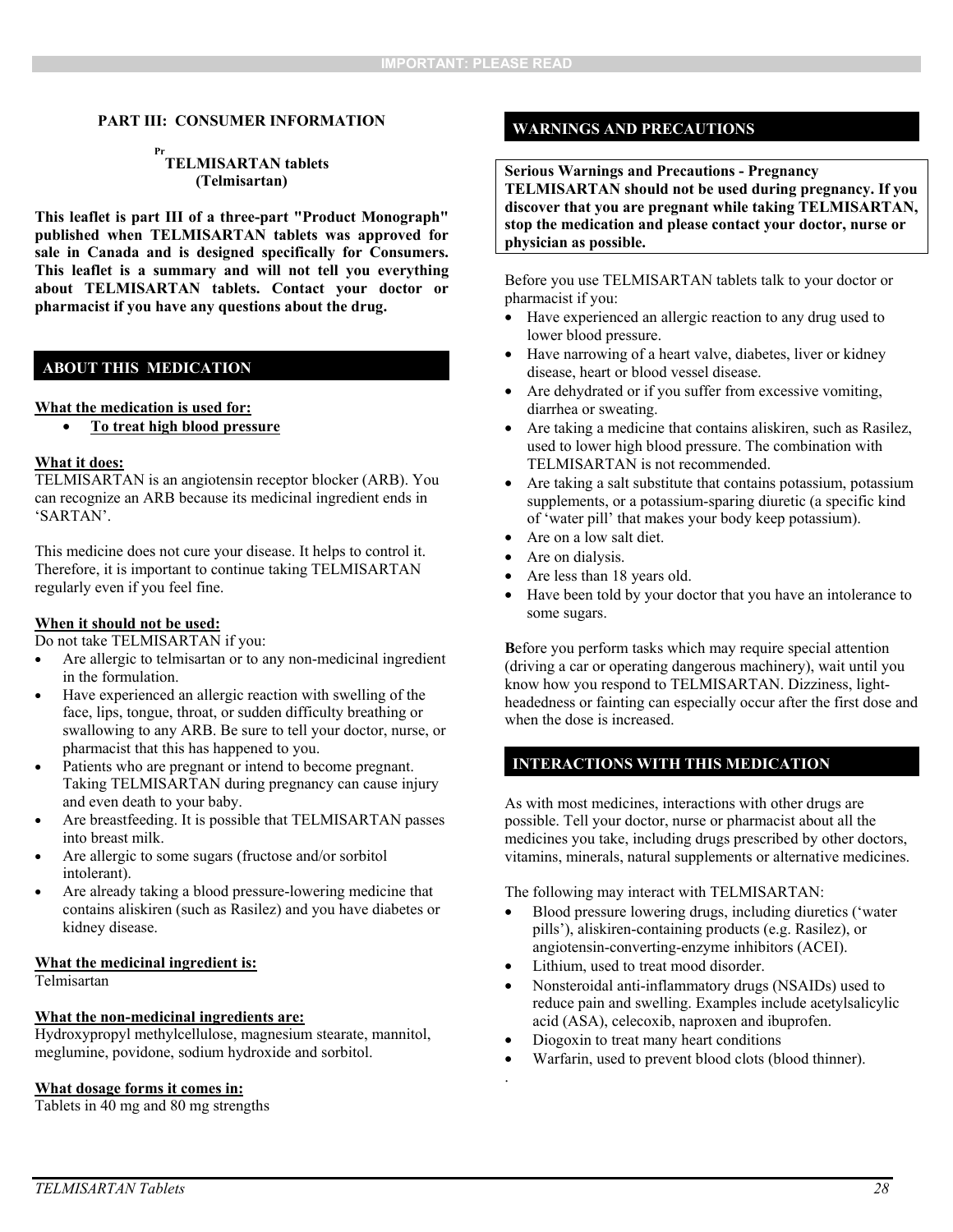## PART III: CONSUMER INFORMATION

**Pr TELMISARTAN tablets**
**(Telmisartan)**

**This leaflet is part III of a three-part "Product Monograph" published when TELMISARTAN tablets was approved for sale in Canada and is designed specifically for Consumers. This leaflet is a summary and will not tell you everything about TELMISARTAN tablets. Contact your doctor or pharmacist if you have any questions about the drug.**

### ABOUT THIS MEDICATION

**What the medication is used for:**

- **To treat high blood pressure**

**What it does:**
TELMISARTAN is an angiotensin receptor blocker (ARB). You can recognize an ARB because its medicinal ingredient ends in 'SARTAN'.

This medicine does not cure your disease. It helps to control it. Therefore, it is important to continue taking TELMISARTAN regularly even if you feel fine.

**When it should not be used:**
Do not take TELMISARTAN if you:

- Are allergic to telmisartan or to any non-medicinal ingredient in the formulation.
- Have experienced an allergic reaction with swelling of the face, lips, tongue, throat, or sudden difficulty breathing or swallowing to any ARB. Be sure to tell your doctor, nurse, or pharmacist that this has happened to you.
- Patients who are pregnant or intend to become pregnant. Taking TELMISARTAN during pregnancy can cause injury and even death to your baby.
- Are breastfeeding. It is possible that TELMISARTAN passes into breast milk.
- Are allergic to some sugars (fructose and/or sorbitol intolerant).
- Are already taking a blood pressure-lowering medicine that contains aliskiren (such as Rasilez) and you have diabetes or kidney disease.

**What the medicinal ingredient is:**
Telmisartan

**What the non-medicinal ingredients are:**
Hydroxypropyl methylcellulose, magnesium stearate, mannitol, meglumine, povidone, sodium hydroxide and sorbitol.

**What dosage forms it comes in:**
Tablets in 40 mg and 80 mg strengths

### WARNINGS AND PRECAUTIONS

**Serious Warnings and Precautions - Pregnancy**
**TELMISARTAN should not be used during pregnancy. If you discover that you are pregnant while taking TELMISARTAN, stop the medication and please contact your doctor, nurse or physician as possible.**

Before you use TELMISARTAN tablets talk to your doctor or pharmacist if you:

- Have experienced an allergic reaction to any drug used to lower blood pressure.
- Have narrowing of a heart valve, diabetes, liver or kidney disease, heart or blood vessel disease.
- Are dehydrated or if you suffer from excessive vomiting, diarrhea or sweating.
- Are taking a medicine that contains aliskiren, such as Rasilez, used to lower high blood pressure. The combination with TELMISARTAN is not recommended.
- Are taking a salt substitute that contains potassium, potassium supplements, or a potassium-sparing diuretic (a specific kind of 'water pill' that makes your body keep potassium).
- Are on a low salt diet.
- Are on dialysis.
- Are less than 18 years old.
- Have been told by your doctor that you have an intolerance to some sugars.

Before you perform tasks which may require special attention (driving a car or operating dangerous machinery), wait until you know how you respond to TELMISARTAN. Dizziness, light-headedness or fainting can especially occur after the first dose and when the dose is increased.

### INTERACTIONS WITH THIS MEDICATION

As with most medicines, interactions with other drugs are possible. Tell your doctor, nurse or pharmacist about all the medicines you take, including drugs prescribed by other doctors, vitamins, minerals, natural supplements or alternative medicines.

The following may interact with TELMISARTAN:

- Blood pressure lowering drugs, including diuretics ('water pills'), aliskiren-containing products (e.g. Rasilez), or angiotensin-converting-enzyme inhibitors (ACEI).
- Lithium, used to treat mood disorder.
- Nonsteroidal anti-inflammatory drugs (NSAIDs) used to reduce pain and swelling. Examples include acetylsalicylic acid (ASA), celecoxib, naproxen and ibuprofen.
- Diogoxin to treat many heart conditions
- Warfarin, used to prevent blood clots (blood thinner).

.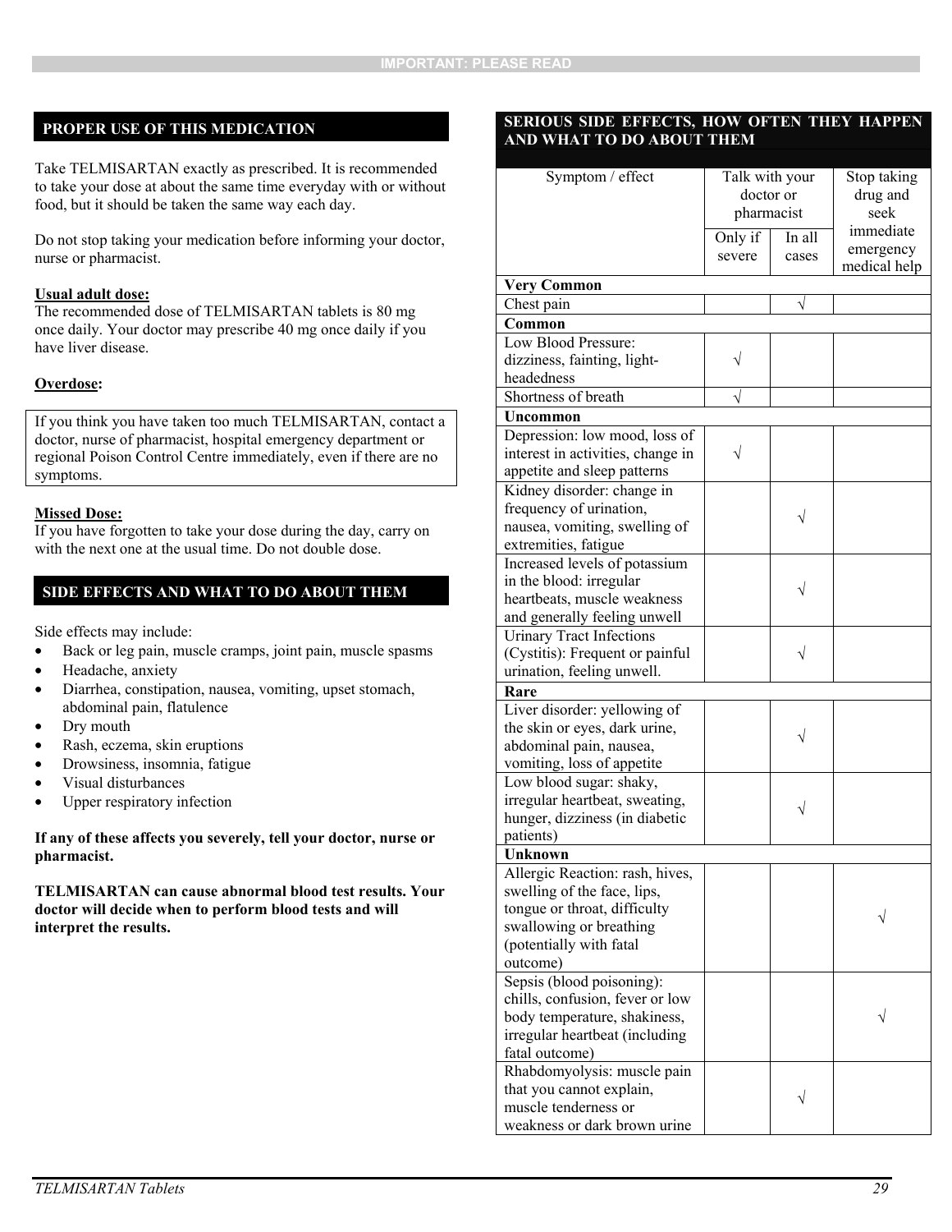## PROPER USE OF THIS MEDICATION

Take TELMISARTAN exactly as prescribed. It is recommended to take your dose at about the same time everyday with or without food, but it should be taken the same way each day.

Do not stop taking your medication before informing your doctor, nurse or pharmacist.

**Usual adult dose:**
The recommended dose of TELMISARTAN tablets is 80 mg once daily. Your doctor may prescribe 40 mg once daily if you have liver disease.

**Overdose:**

If you think you have taken too much TELMISARTAN, contact a doctor, nurse of pharmacist, hospital emergency department or regional Poison Control Centre immediately, even if there are no symptoms.

**Missed Dose:**
If you have forgotten to take your dose during the day, carry on with the next one at the usual time. Do not double dose.

## SIDE EFFECTS AND WHAT TO DO ABOUT THEM

Side effects may include:

- Back or leg pain, muscle cramps, joint pain, muscle spasms
- Headache, anxiety
- Diarrhea, constipation, nausea, vomiting, upset stomach, abdominal pain, flatulence
- Dry mouth
- Rash, eczema, skin eruptions
- Drowsiness, insomnia, fatigue
- Visual disturbances
- Upper respiratory infection

**If any of these affects you severely, tell your doctor, nurse or pharmacist.**

**TELMISARTAN can cause abnormal blood test results. Your doctor will decide when to perform blood tests and will interpret the results.**

## SERIOUS SIDE EFFECTS, HOW OFTEN THEY HAPPEN AND WHAT TO DO ABOUT THEM

| Symptom / effect | Talk with your doctor or pharmacist | | Stop taking drug and seek immediate emergency medical help |
|---|---|---|---|
| | Only if severe | In all cases | |
| **Very Common** | | | |
| Chest pain | | √ | |
| **Common** | | | |
| Low Blood Pressure: dizziness, fainting, light-headedness | √ | | |
| Shortness of breath | √ | | |
| **Uncommon** | | | |
| Depression: low mood, loss of interest in activities, change in appetite and sleep patterns | √ | | |
| Kidney disorder: change in frequency of urination, nausea, vomiting, swelling of extremities, fatigue | | √ | |
| Increased levels of potassium in the blood: irregular heartbeats, muscle weakness and generally feeling unwell | | √ | |
| Urinary Tract Infections (Cystitis): Frequent or painful urination, feeling unwell. | | √ | |
| **Rare** | | | |
| Liver disorder: yellowing of the skin or eyes, dark urine, abdominal pain, nausea, vomiting, loss of appetite | | √ | |
| Low blood sugar: shaky, irregular heartbeat, sweating, hunger, dizziness (in diabetic patients) | | √ | |
| **Unknown** | | | |
| Allergic Reaction: rash, hives, swelling of the face, lips, tongue or throat, difficulty swallowing or breathing (potentially with fatal outcome) | | | √ |
| Sepsis (blood poisoning): chills, confusion, fever or low body temperature, shakiness, irregular heartbeat (including fatal outcome) | | | √ |
| Rhabdomyolysis: muscle pain that you cannot explain, muscle tenderness or weakness or dark brown urine | | √ | |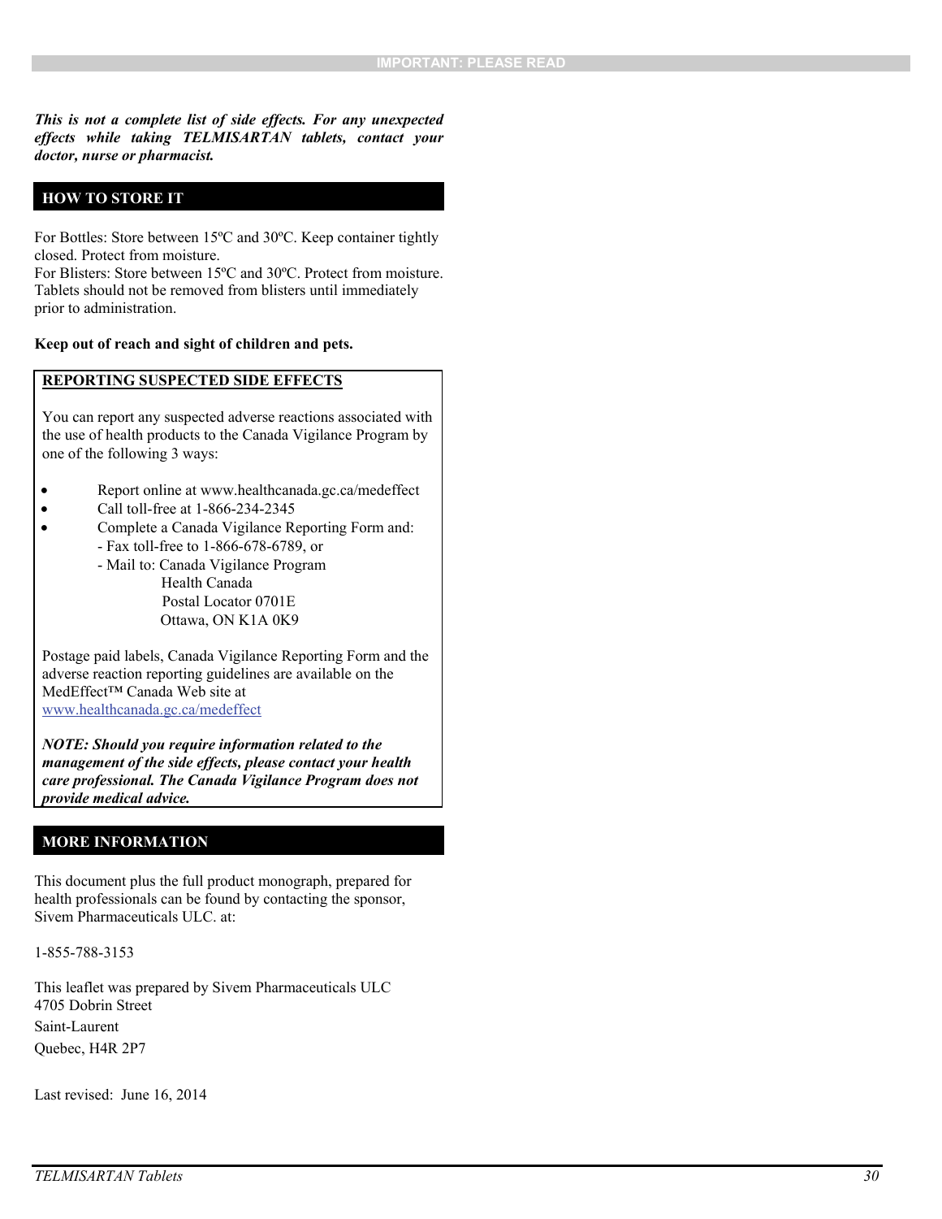***This is not a complete list of side effects. For any unexpected effects while taking TELMISARTAN tablets, contact your doctor, nurse or pharmacist.***

## HOW TO STORE IT

For Bottles: Store between 15ºC and 30ºC. Keep container tightly closed. Protect from moisture.
For Blisters: Store between 15ºC and 30ºC. Protect from moisture. Tablets should not be removed from blisters until immediately prior to administration.

**Keep out of reach and sight of children and pets.**

### REPORTING SUSPECTED SIDE EFFECTS

You can report any suspected adverse reactions associated with the use of health products to the Canada Vigilance Program by one of the following 3 ways:

- Report online at www.healthcanada.gc.ca/medeffect
- Call toll-free at 1-866-234-2345
- Complete a Canada Vigilance Reporting Form and:
  - Fax toll-free to 1-866-678-6789, or
  - Mail to: Canada Vigilance Program
    Health Canada
    Postal Locator 0701E
    Ottawa, ON K1A 0K9

Postage paid labels, Canada Vigilance Reporting Form and the adverse reaction reporting guidelines are available on the MedEffect™ Canada Web site at www.healthcanada.gc.ca/medeffect

***NOTE: Should you require information related to the management of the side effects, please contact your health care professional. The Canada Vigilance Program does not provide medical advice.***

## MORE INFORMATION

This document plus the full product monograph, prepared for health professionals can be found by contacting the sponsor, Sivem Pharmaceuticals ULC. at:

1-855-788-3153

This leaflet was prepared by Sivem Pharmaceuticals ULC
4705 Dobrin Street
Saint-Laurent
Quebec, H4R 2P7

Last revised: June 16, 2014